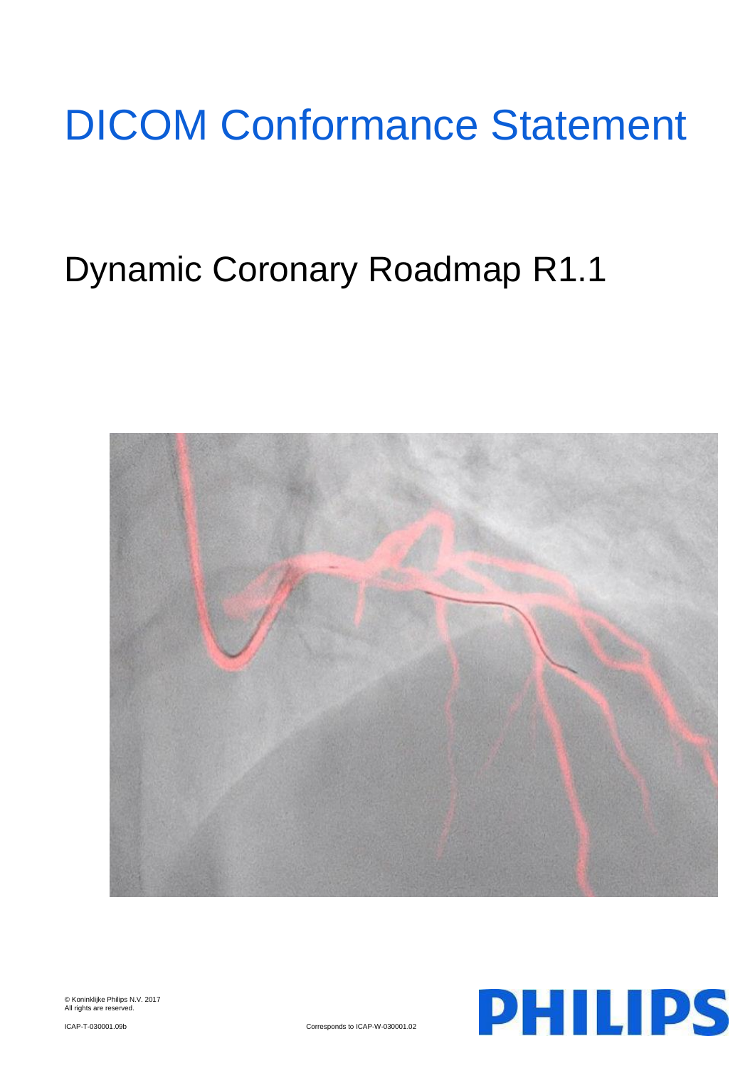# DICOM Conformance Statement

## Dynamic Coronary Roadmap R1.1

© Koninklijke Philips N.V. 2017
All rights are reserved.

ICAP-T-030001.09b

Corresponds to ICAP-W-030001.02

PHILIPS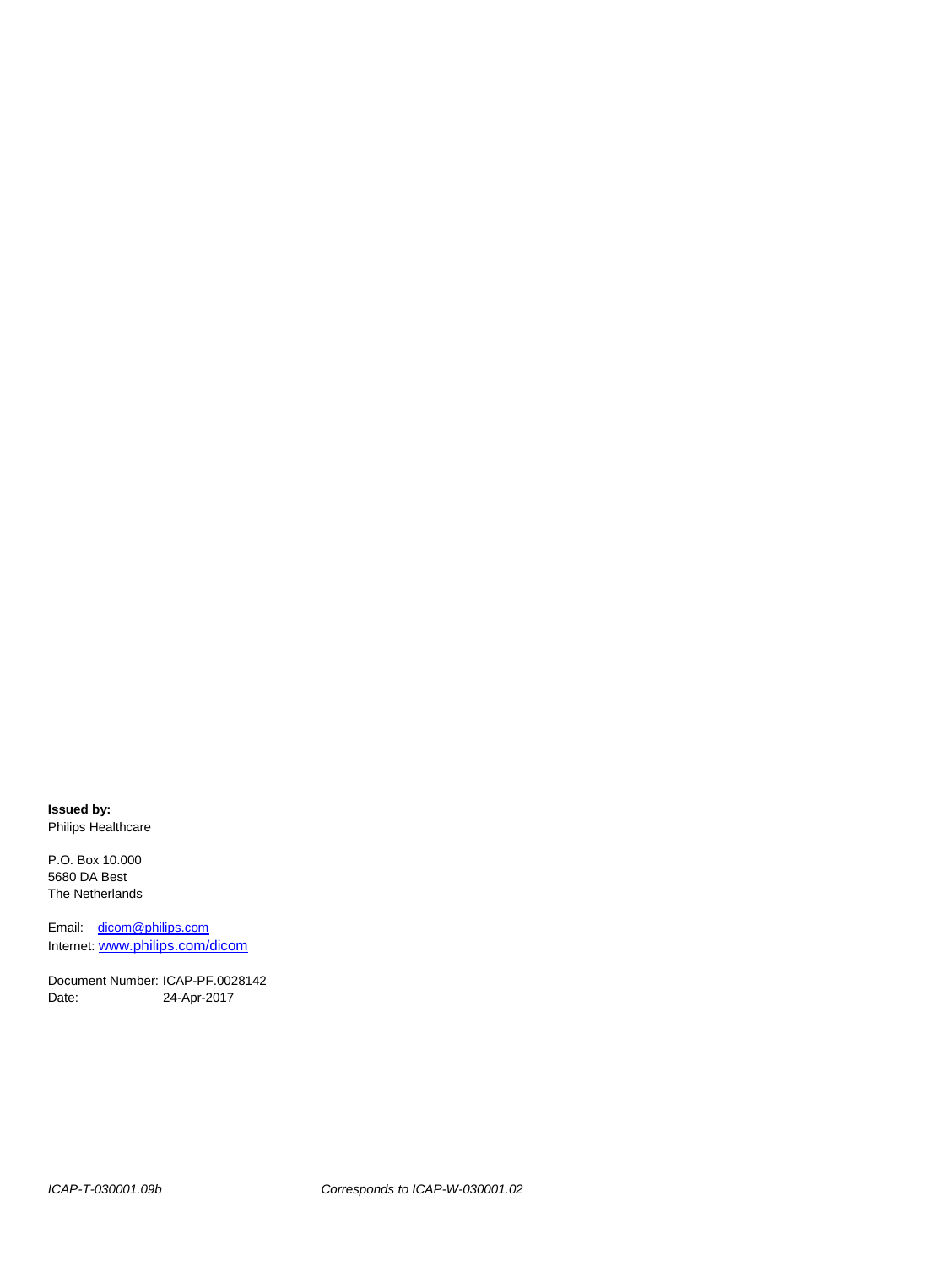**Issued by:**
Philips Healthcare

P.O. Box 10.000
5680 DA Best
The Netherlands

Email: dicom@philips.com
Internet: www.philips.com/dicom

Document Number: ICAP-PF.0028142
Date: 24-Apr-2017

*ICAP-T-030001.09b* *Corresponds to ICAP-W-030001.02*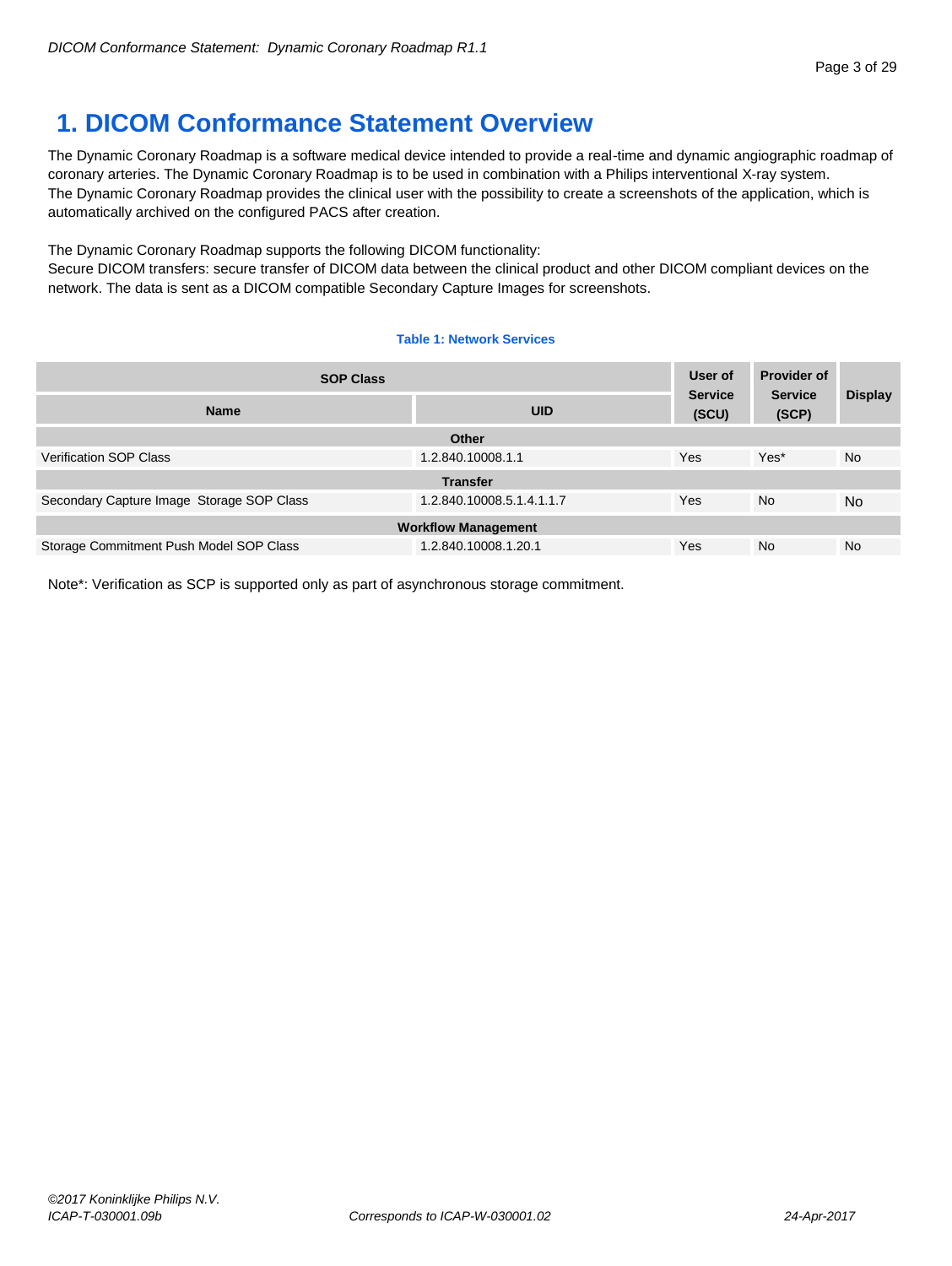# 1. DICOM Conformance Statement Overview

The Dynamic Coronary Roadmap is a software medical device intended to provide a real-time and dynamic angiographic roadmap of coronary arteries. The Dynamic Coronary Roadmap is to be used in combination with a Philips interventional X-ray system.
The Dynamic Coronary Roadmap provides the clinical user with the possibility to create a screenshots of the application, which is automatically archived on the configured PACS after creation.

The Dynamic Coronary Roadmap supports the following DICOM functionality:
Secure DICOM transfers: secure transfer of DICOM data between the clinical product and other DICOM compliant devices on the network. The data is sent as a DICOM compatible Secondary Capture Images for screenshots.

**Table 1: Network Services**

| SOP Class | | User of Service (SCU) | Provider of Service (SCP) | Display |
|---|---|---|---|---|
| **Name** | **UID** | | | |
| **Other** | | | | |
| Verification SOP Class | 1.2.840.10008.1.1 | Yes | Yes* | No |
| **Transfer** | | | | |
| Secondary Capture Image Storage SOP Class | 1.2.840.10008.5.1.4.1.1.7 | Yes | No | No |
| **Workflow Management** | | | | |
| Storage Commitment Push Model SOP Class | 1.2.840.10008.1.20.1 | Yes | No | No |

Note*: Verification as SCP is supported only as part of asynchronous storage commitment.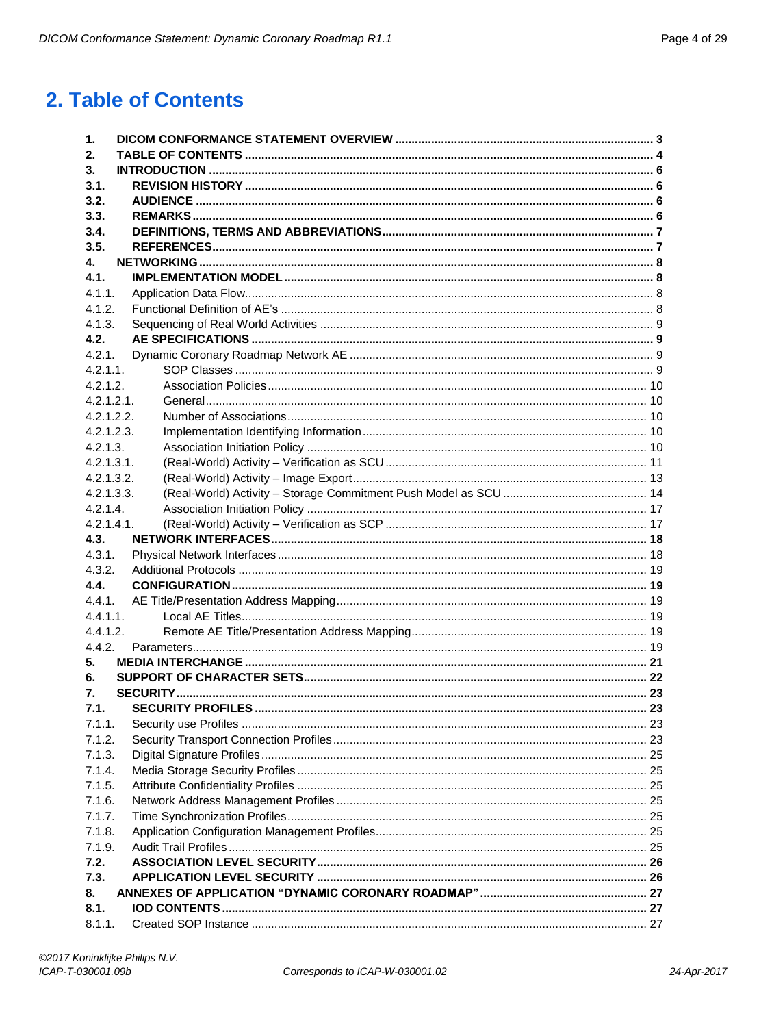# 2. Table of Contents

| | | |
|---|---|---|
| **1.** | **DICOM CONFORMANCE STATEMENT OVERVIEW** | **3** |
| **2.** | **TABLE OF CONTENTS** | **4** |
| **3.** | **INTRODUCTION** | **6** |
| **3.1.** | **REVISION HISTORY** | **6** |
| **3.2.** | **AUDIENCE** | **6** |
| **3.3.** | **REMARKS** | **6** |
| **3.4.** | **DEFINITIONS, TERMS AND ABBREVIATIONS** | **7** |
| **3.5.** | **REFERENCES** | **7** |
| **4.** | **NETWORKING** | **8** |
| **4.1.** | **IMPLEMENTATION MODEL** | **8** |
| 4.1.1. | Application Data Flow | 8 |
| 4.1.2. | Functional Definition of AE's | 8 |
| 4.1.3. | Sequencing of Real World Activities | 9 |
| **4.2.** | **AE SPECIFICATIONS** | **9** |
| 4.2.1. | Dynamic Coronary Roadmap Network AE | 9 |
| 4.2.1.1. | SOP Classes | 9 |
| 4.2.1.2. | Association Policies | 10 |
| 4.2.1.2.1. | General | 10 |
| 4.2.1.2.2. | Number of Associations | 10 |
| 4.2.1.2.3. | Implementation Identifying Information | 10 |
| 4.2.1.3. | Association Initiation Policy | 10 |
| 4.2.1.3.1. | (Real-World) Activity – Verification as SCU | 11 |
| 4.2.1.3.2. | (Real-World) Activity – Image Export | 13 |
| 4.2.1.3.3. | (Real-World) Activity – Storage Commitment Push Model as SCU | 14 |
| 4.2.1.4. | Association Initiation Policy | 17 |
| 4.2.1.4.1. | (Real-World) Activity – Verification as SCP | 17 |
| **4.3.** | **NETWORK INTERFACES** | **18** |
| 4.3.1. | Physical Network Interfaces | 18 |
| 4.3.2. | Additional Protocols | 19 |
| **4.4.** | **CONFIGURATION** | **19** |
| 4.4.1. | AE Title/Presentation Address Mapping | 19 |
| 4.4.1.1. | Local AE Titles | 19 |
| 4.4.1.2. | Remote AE Title/Presentation Address Mapping | 19 |
| 4.4.2. | Parameters | 19 |
| **5.** | **MEDIA INTERCHANGE** | **21** |
| **6.** | **SUPPORT OF CHARACTER SETS** | **22** |
| **7.** | **SECURITY** | **23** |
| **7.1.** | **SECURITY PROFILES** | **23** |
| 7.1.1. | Security use Profiles | 23 |
| 7.1.2. | Security Transport Connection Profiles | 23 |
| 7.1.3. | Digital Signature Profiles | 25 |
| 7.1.4. | Media Storage Security Profiles | 25 |
| 7.1.5. | Attribute Confidentiality Profiles | 25 |
| 7.1.6. | Network Address Management Profiles | 25 |
| 7.1.7. | Time Synchronization Profiles | 25 |
| 7.1.8. | Application Configuration Management Profiles | 25 |
| 7.1.9. | Audit Trail Profiles | 25 |
| **7.2.** | **ASSOCIATION LEVEL SECURITY** | **26** |
| **7.3.** | **APPLICATION LEVEL SECURITY** | **26** |
| **8.** | **ANNEXES OF APPLICATION "DYNAMIC CORONARY ROADMAP"** | **27** |
| **8.1.** | **IOD CONTENTS** | **27** |
| 8.1.1. | Created SOP Instance | 27 |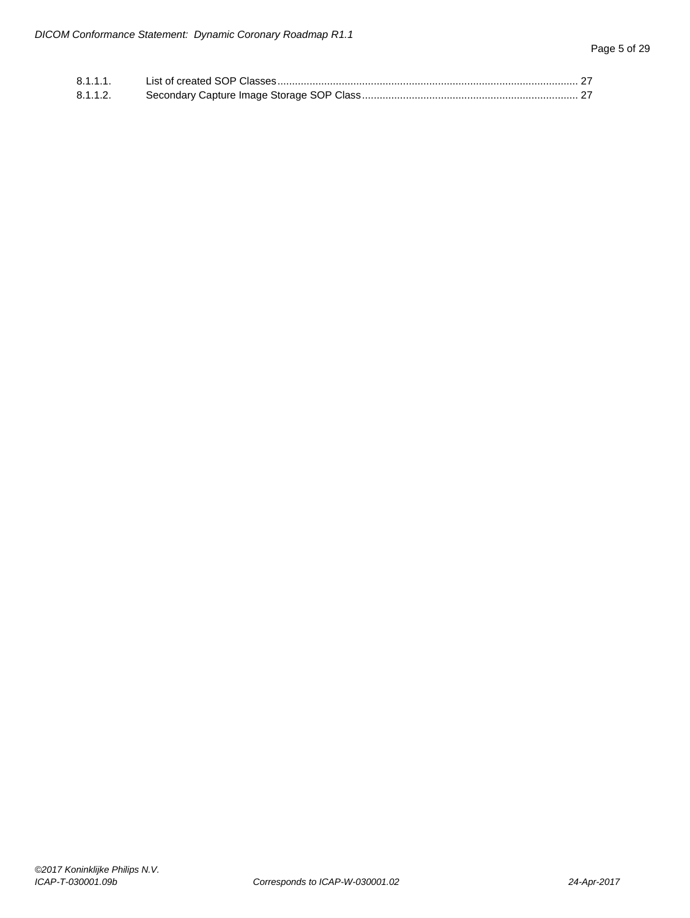8.1.1.1. List of created SOP Classes ...................................................................................................... 27

8.1.1.2. Secondary Capture Image Storage SOP Class ......................................................................... 27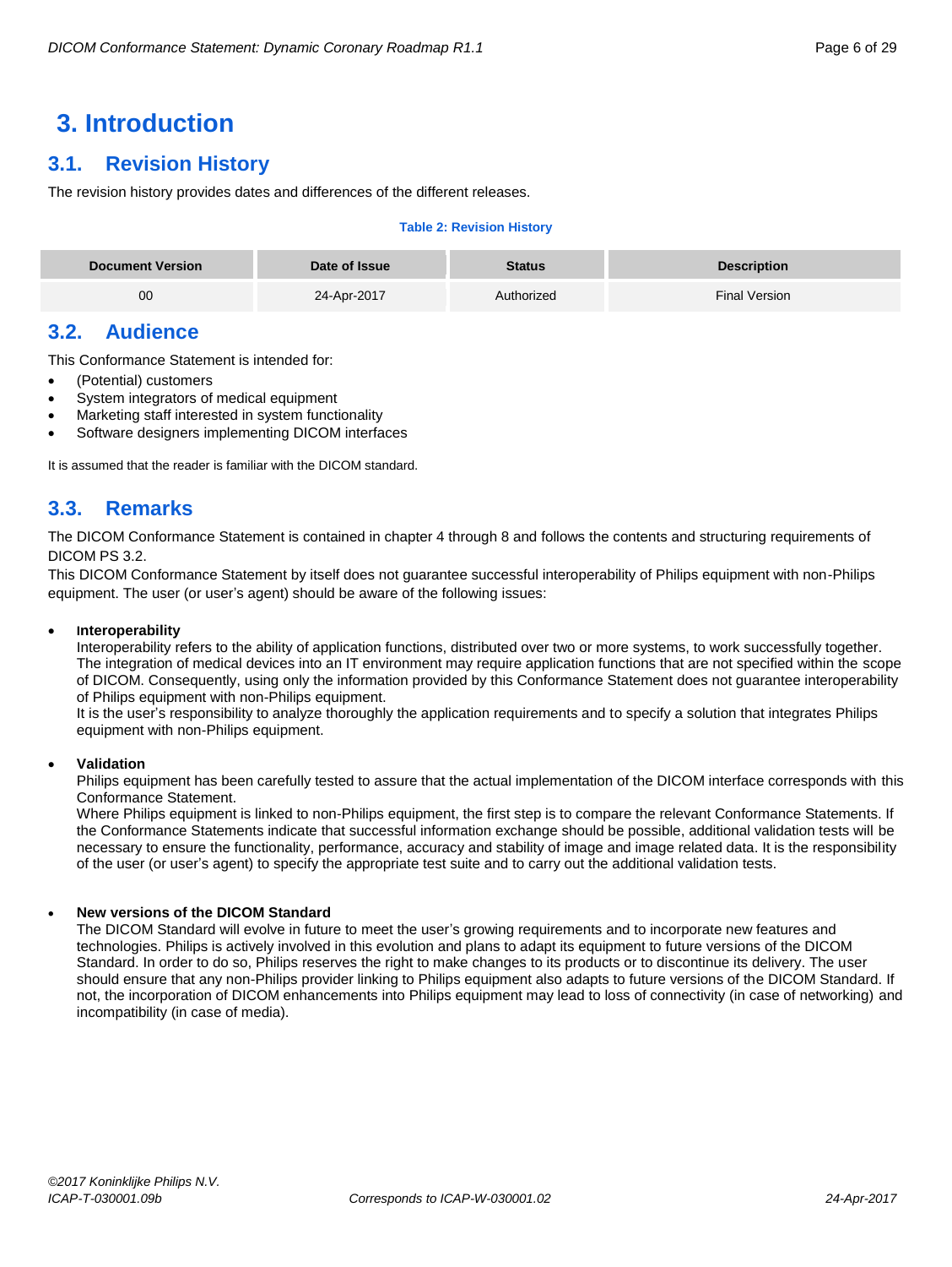# 3. Introduction

## 3.1. Revision History

The revision history provides dates and differences of the different releases.

**Table 2: Revision History**

| Document Version | Date of Issue | Status | Description |
|---|---|---|---|
| 00 | 24-Apr-2017 | Authorized | Final Version |

## 3.2. Audience

This Conformance Statement is intended for:

- (Potential) customers
- System integrators of medical equipment
- Marketing staff interested in system functionality
- Software designers implementing DICOM interfaces

It is assumed that the reader is familiar with the DICOM standard.

## 3.3. Remarks

The DICOM Conformance Statement is contained in chapter 4 through 8 and follows the contents and structuring requirements of DICOM PS 3.2.

This DICOM Conformance Statement by itself does not guarantee successful interoperability of Philips equipment with non-Philips equipment. The user (or user's agent) should be aware of the following issues:

- **Interoperability**
  Interoperability refers to the ability of application functions, distributed over two or more systems, to work successfully together. The integration of medical devices into an IT environment may require application functions that are not specified within the scope of DICOM. Consequently, using only the information provided by this Conformance Statement does not guarantee interoperability of Philips equipment with non-Philips equipment.
  It is the user's responsibility to analyze thoroughly the application requirements and to specify a solution that integrates Philips equipment with non-Philips equipment.

- **Validation**
  Philips equipment has been carefully tested to assure that the actual implementation of the DICOM interface corresponds with this Conformance Statement.
  Where Philips equipment is linked to non-Philips equipment, the first step is to compare the relevant Conformance Statements. If the Conformance Statements indicate that successful information exchange should be possible, additional validation tests will be necessary to ensure the functionality, performance, accuracy and stability of image and image related data. It is the responsibility of the user (or user's agent) to specify the appropriate test suite and to carry out the additional validation tests.

- **New versions of the DICOM Standard**
  The DICOM Standard will evolve in future to meet the user's growing requirements and to incorporate new features and technologies. Philips is actively involved in this evolution and plans to adapt its equipment to future versions of the DICOM Standard. In order to do so, Philips reserves the right to make changes to its products or to discontinue its delivery. The user should ensure that any non-Philips provider linking to Philips equipment also adapts to future versions of the DICOM Standard. If not, the incorporation of DICOM enhancements into Philips equipment may lead to loss of connectivity (in case of networking) and incompatibility (in case of media).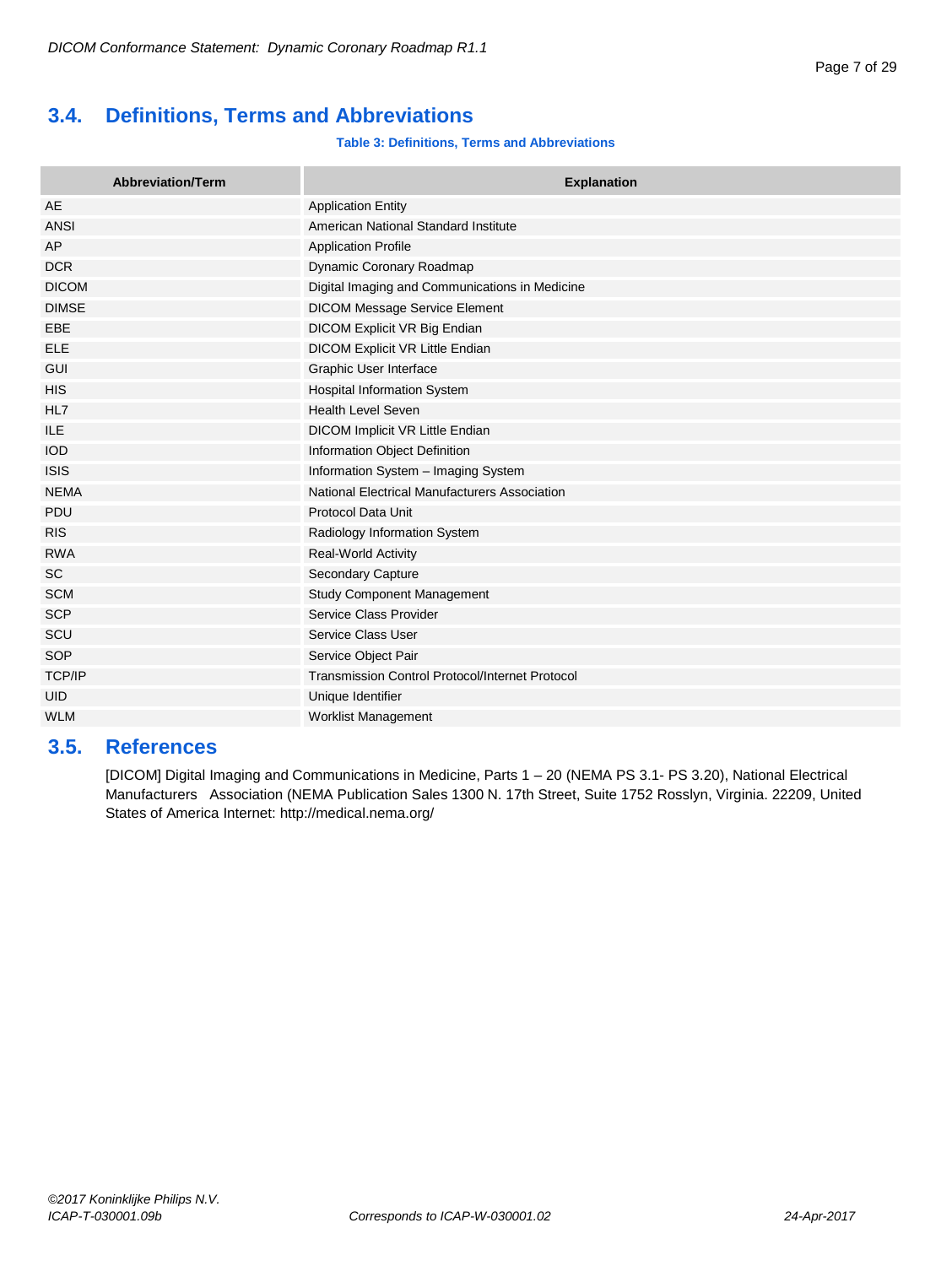## 3.4. Definitions, Terms and Abbreviations

**Table 3: Definitions, Terms and Abbreviations**

| Abbreviation/Term | Explanation |
|---|---|
| AE | Application Entity |
| ANSI | American National Standard Institute |
| AP | Application Profile |
| DCR | Dynamic Coronary Roadmap |
| DICOM | Digital Imaging and Communications in Medicine |
| DIMSE | DICOM Message Service Element |
| EBE | DICOM Explicit VR Big Endian |
| ELE | DICOM Explicit VR Little Endian |
| GUI | Graphic User Interface |
| HIS | Hospital Information System |
| HL7 | Health Level Seven |
| ILE | DICOM Implicit VR Little Endian |
| IOD | Information Object Definition |
| ISIS | Information System – Imaging System |
| NEMA | National Electrical Manufacturers Association |
| PDU | Protocol Data Unit |
| RIS | Radiology Information System |
| RWA | Real-World Activity |
| SC | Secondary Capture |
| SCM | Study Component Management |
| SCP | Service Class Provider |
| SCU | Service Class User |
| SOP | Service Object Pair |
| TCP/IP | Transmission Control Protocol/Internet Protocol |
| UID | Unique Identifier |
| WLM | Worklist Management |

## 3.5. References

[DICOM] Digital Imaging and Communications in Medicine, Parts 1 – 20 (NEMA PS 3.1- PS 3.20), National Electrical Manufacturers Association (NEMA Publication Sales 1300 N. 17th Street, Suite 1752 Rosslyn, Virginia. 22209, United States of America Internet: http://medical.nema.org/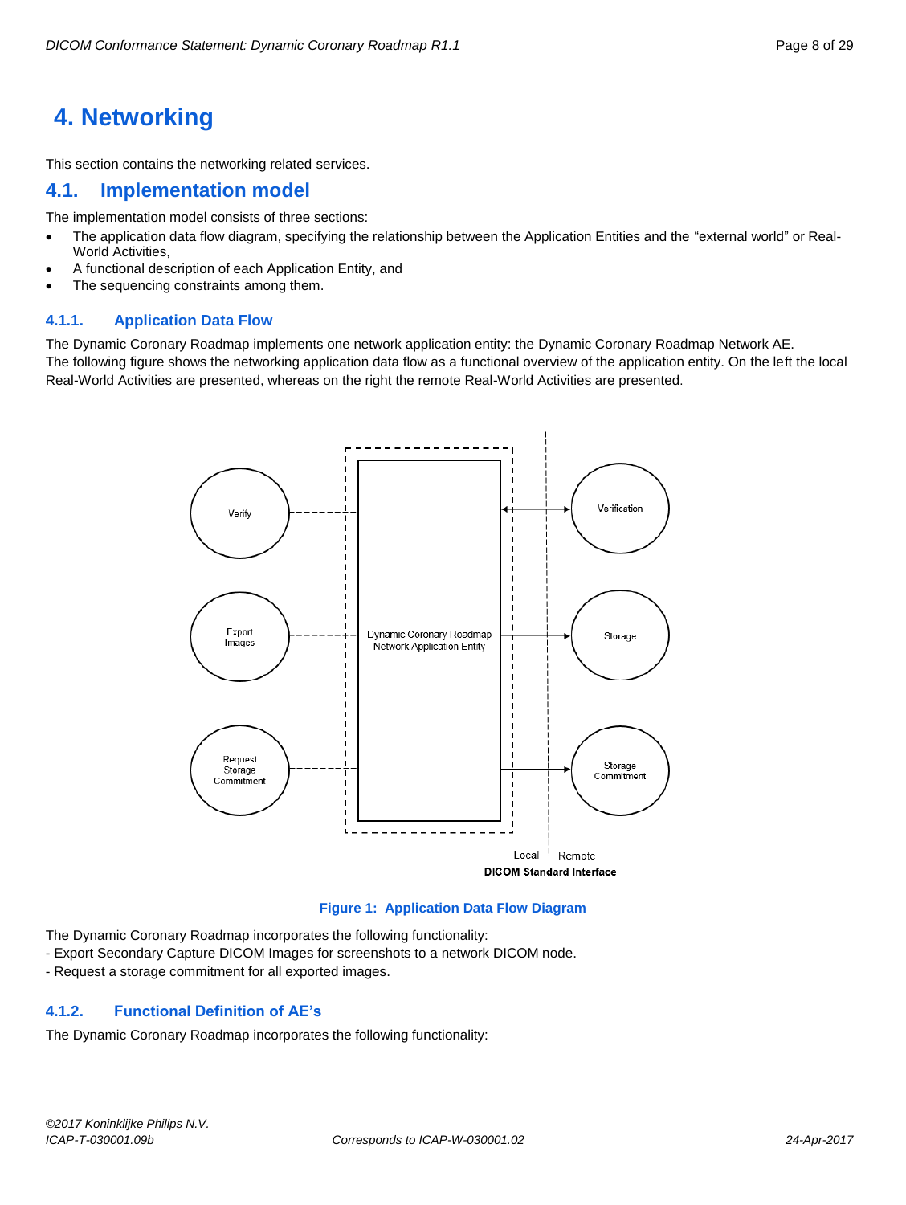# 4. Networking

This section contains the networking related services.

## 4.1. Implementation model

The implementation model consists of three sections:

- The application data flow diagram, specifying the relationship between the Application Entities and the "external world" or Real-World Activities,
- A functional description of each Application Entity, and
- The sequencing constraints among them.

### 4.1.1. Application Data Flow

The Dynamic Coronary Roadmap implements one network application entity: the Dynamic Coronary Roadmap Network AE.
The following figure shows the networking application data flow as a functional overview of the application entity. On the left the local Real-World Activities are presented, whereas on the right the remote Real-World Activities are presented.

Verify | Export Images | Request Storage Commitment | Dynamic Coronary Roadmap Network Application Entity | Verification | Storage | Storage Commitment | Local | Remote | DICOM Standard Interface

**Figure 1: Application Data Flow Diagram**

The Dynamic Coronary Roadmap incorporates the following functionality:
- Export Secondary Capture DICOM Images for screenshots to a network DICOM node.
- Request a storage commitment for all exported images.

### 4.1.2. Functional Definition of AE's

The Dynamic Coronary Roadmap incorporates the following functionality: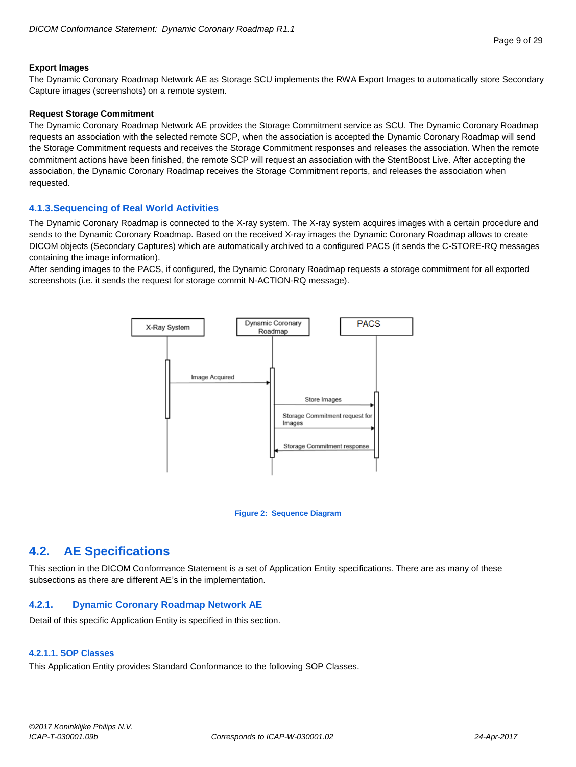**Export Images**
The Dynamic Coronary Roadmap Network AE as Storage SCU implements the RWA Export Images to automatically store Secondary Capture images (screenshots) on a remote system.

**Request Storage Commitment**
The Dynamic Coronary Roadmap Network AE provides the Storage Commitment service as SCU. The Dynamic Coronary Roadmap requests an association with the selected remote SCP, when the association is accepted the Dynamic Coronary Roadmap will send the Storage Commitment requests and receives the Storage Commitment responses and releases the association. When the remote commitment actions have been finished, the remote SCP will request an association with the StentBoost Live. After accepting the association, the Dynamic Coronary Roadmap receives the Storage Commitment reports, and releases the association when requested.

#### 4.1.3.Sequencing of Real World Activities

The Dynamic Coronary Roadmap is connected to the X-ray system. The X-ray system acquires images with a certain procedure and sends to the Dynamic Coronary Roadmap. Based on the received X-ray images the Dynamic Coronary Roadmap allows to create DICOM objects (Secondary Captures) which are automatically archived to a configured PACS (it sends the C-STORE-RQ messages containing the image information).
After sending images to the PACS, if configured, the Dynamic Coronary Roadmap requests a storage commitment for all exported screenshots (i.e. it sends the request for storage commit N-ACTION-RQ message).

X-Ray System | Dynamic Coronary Roadmap | PACS

Image Acquired
Store Images
Storage Commitment request for Images
Storage Commitment response

**Figure 2: Sequence Diagram**

## 4.2. AE Specifications

This section in the DICOM Conformance Statement is a set of Application Entity specifications. There are as many of these subsections as there are different AE's in the implementation.

### 4.2.1. Dynamic Coronary Roadmap Network AE

Detail of this specific Application Entity is specified in this section.

#### 4.2.1.1. SOP Classes

This Application Entity provides Standard Conformance to the following SOP Classes.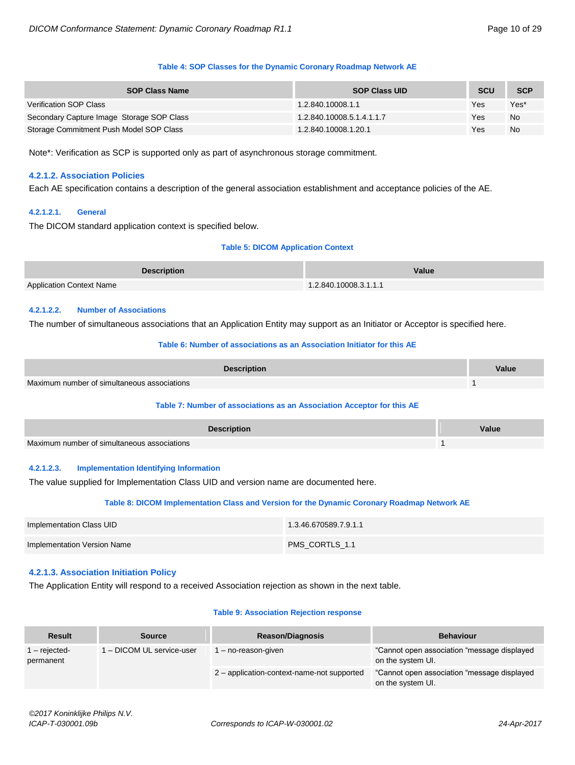**Table 4: SOP Classes for the Dynamic Coronary Roadmap Network AE**

| SOP Class Name | SOP Class UID | SCU | SCP |
|---|---|---|---|
| Verification SOP Class | 1.2.840.10008.1.1 | Yes | Yes* |
| Secondary Capture Image  Storage SOP Class | 1.2.840.10008.5.1.4.1.1.7 | Yes | No |
| Storage Commitment Push Model SOP Class | 1.2.840.10008.1.20.1 | Yes | No |

Note*: Verification as SCP is supported only as part of asynchronous storage commitment.

### 4.2.1.2. Association Policies

Each AE specification contains a description of the general association establishment and acceptance policies of the AE.

#### 4.2.1.2.1. General

The DICOM standard application context is specified below.

**Table 5: DICOM Application Context**

| Description | Value |
|---|---|
| Application Context Name | 1.2.840.10008.3.1.1.1 |

#### 4.2.1.2.2. Number of Associations

The number of simultaneous associations that an Application Entity may support as an Initiator or Acceptor is specified here.

**Table 6: Number of associations as an Association Initiator for this AE**

| Description | Value |
|---|---|
| Maximum number of simultaneous associations | 1 |

**Table 7: Number of associations as an Association Acceptor for this AE**

| Description | Value |
|---|---|
| Maximum number of simultaneous associations | 1 |

#### 4.2.1.2.3. Implementation Identifying Information

The value supplied for Implementation Class UID and version name are documented here.

**Table 8: DICOM Implementation Class and Version for the Dynamic Coronary Roadmap Network AE**

| | |
|---|---|
| Implementation Class UID | 1.3.46.670589.7.9.1.1 |
| Implementation Version Name | PMS_CORTLS_1.1 |

### 4.2.1.3. Association Initiation Policy

The Application Entity will respond to a received Association rejection as shown in the next table.

**Table 9: Association Rejection response**

| Result | Source | Reason/Diagnosis | Behaviour |
|---|---|---|---|
| 1 – rejected-permanent | 1 – DICOM UL service-user | 1 – no-reason-given | "Cannot open association "message displayed on the system UI. |
| | | 2 – application-context-name-not supported | "Cannot open association "message displayed on the system UI. |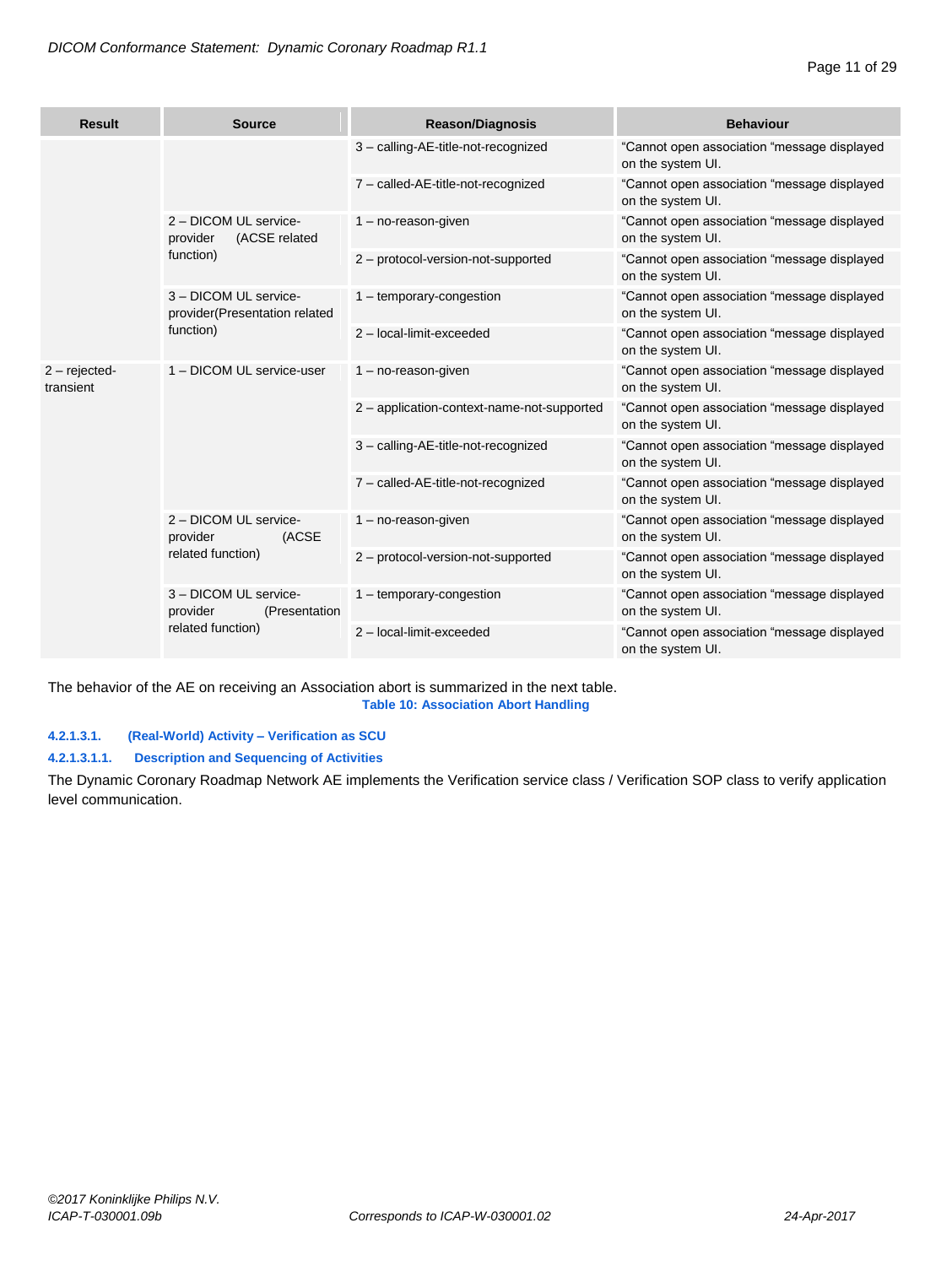| Result | Source | Reason/Diagnosis | Behaviour |
|---|---|---|---|
| | | 3 – calling-AE-title-not-recognized | "Cannot open association "message displayed on the system UI. |
| | | 7 – called-AE-title-not-recognized | "Cannot open association "message displayed on the system UI. |
| | 2 – DICOM UL service-provider (ACSE related function) | 1 – no-reason-given | "Cannot open association "message displayed on the system UI. |
| | | 2 – protocol-version-not-supported | "Cannot open association "message displayed on the system UI. |
| | 3 – DICOM UL service-provider(Presentation related function) | 1 – temporary-congestion | "Cannot open association "message displayed on the system UI. |
| | | 2 – local-limit-exceeded | "Cannot open association "message displayed on the system UI. |
| 2 – rejected-transient | 1 – DICOM UL service-user | 1 – no-reason-given | "Cannot open association "message displayed on the system UI. |
| | | 2 – application-context-name-not-supported | "Cannot open association "message displayed on the system UI. |
| | | 3 – calling-AE-title-not-recognized | "Cannot open association "message displayed on the system UI. |
| | | 7 – called-AE-title-not-recognized | "Cannot open association "message displayed on the system UI. |
| | 2 – DICOM UL service-provider (ACSE related function) | 1 – no-reason-given | "Cannot open association "message displayed on the system UI. |
| | | 2 – protocol-version-not-supported | "Cannot open association "message displayed on the system UI. |
| | 3 – DICOM UL service-provider (Presentation related function) | 1 – temporary-congestion | "Cannot open association "message displayed on the system UI. |
| | | 2 – local-limit-exceeded | "Cannot open association "message displayed on the system UI. |

The behavior of the AE on receiving an Association abort is summarized in the next table.

**Table 10: Association Abort Handling**

##### 4.2.1.3.1. (Real-World) Activity – Verification as SCU

###### 4.2.1.3.1.1. Description and Sequencing of Activities

The Dynamic Coronary Roadmap Network AE implements the Verification service class / Verification SOP class to verify application level communication.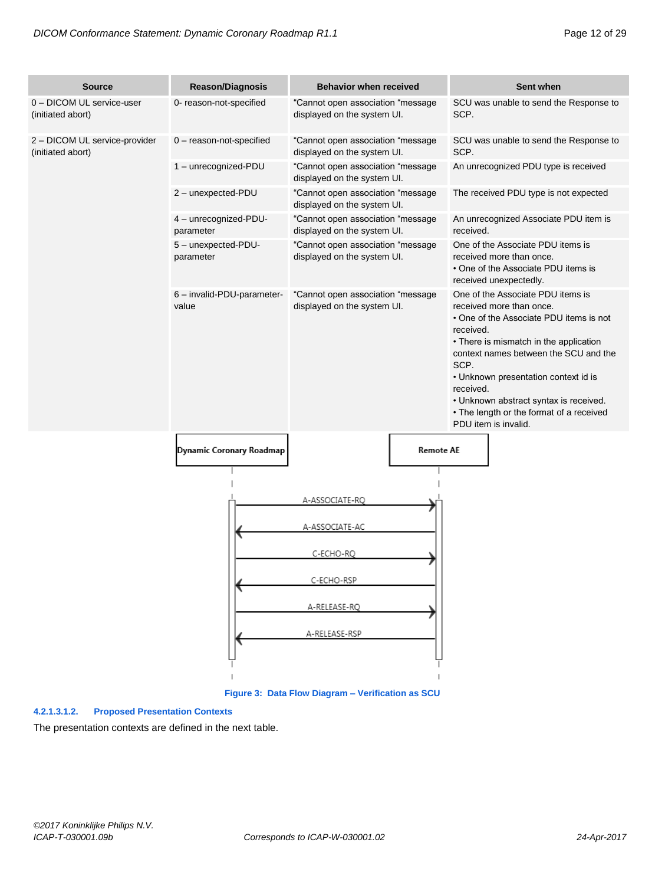| Source | Reason/Diagnosis | Behavior when received | Sent when |
|---|---|---|---|
| 0 – DICOM UL service-user (initiated abort) | 0- reason-not-specified | "Cannot open association "message displayed on the system UI. | SCU was unable to send the Response to SCP. |
| 2 – DICOM UL service-provider (initiated abort) | 0 – reason-not-specified | "Cannot open association "message displayed on the system UI. | SCU was unable to send the Response to SCP. |
| | 1 – unrecognized-PDU | "Cannot open association "message displayed on the system UI. | An unrecognized PDU type is received |
| | 2 – unexpected-PDU | "Cannot open association "message displayed on the system UI. | The received PDU type is not expected |
| | 4 – unrecognized-PDU-parameter | "Cannot open association "message displayed on the system UI. | An unrecognized Associate PDU item is received. |
| | 5 – unexpected-PDU-parameter | "Cannot open association "message displayed on the system UI. | One of the Associate PDU items is received more than once. • One of the Associate PDU items is received unexpectedly. |
| | 6 – invalid-PDU-parameter-value | "Cannot open association "message displayed on the system UI. | One of the Associate PDU items is received more than once. • One of the Associate PDU items is not received. • There is mismatch in the application context names between the SCU and the SCP. • Unknown presentation context id is received. • Unknown abstract syntax is received. • The length or the format of a received PDU item is invalid. |

Dynamic Coronary Roadmap | Remote AE

A-ASSOCIATE-RQ →
← A-ASSOCIATE-AC
C-ECHO-RQ →
← C-ECHO-RSP
A-RELEASE-RQ →
← A-RELEASE-RSP

**Figure 3: Data Flow Diagram – Verification as SCU**

#### 4.2.1.3.1.2. Proposed Presentation Contexts

The presentation contexts are defined in the next table.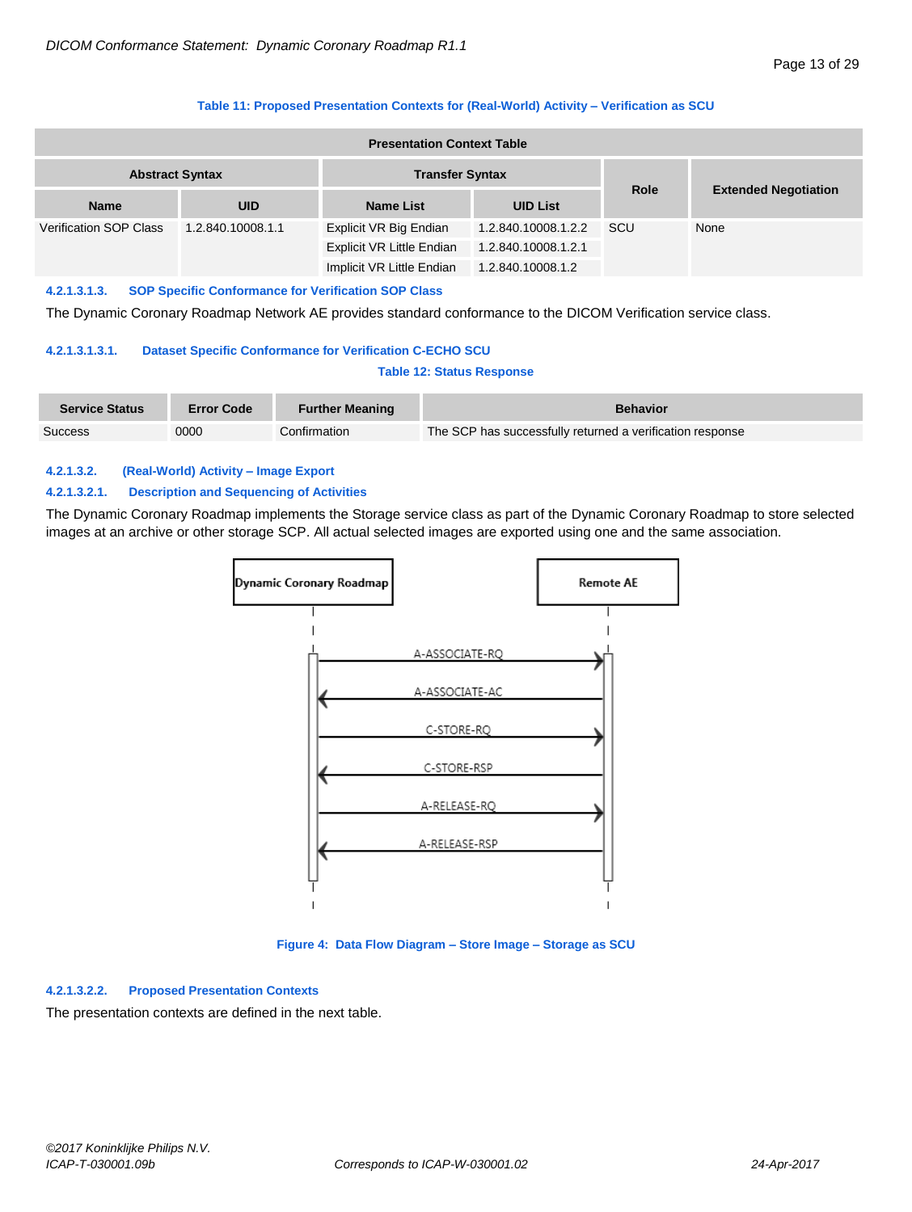**Table 11: Proposed Presentation Contexts for (Real-World) Activity – Verification as SCU**

| Presentation Context Table | | | | | |
|---|---|---|---|---|---|
| Abstract Syntax | | Transfer Syntax | | Role | Extended Negotiation |
| Name | UID | Name List | UID List | | |
| Verification SOP Class | 1.2.840.10008.1.1 | Explicit VR Big Endian | 1.2.840.10008.1.2.2 | SCU | None |
| | | Explicit VR Little Endian | 1.2.840.10008.1.2.1 | | |
| | | Implicit VR Little Endian | 1.2.840.10008.1.2 | | |

#### 4.2.1.3.1.3. SOP Specific Conformance for Verification SOP Class

The Dynamic Coronary Roadmap Network AE provides standard conformance to the DICOM Verification service class.

##### 4.2.1.3.1.3.1. Dataset Specific Conformance for Verification C-ECHO SCU

**Table 12: Status Response**

| Service Status | Error Code | Further Meaning | Behavior |
|---|---|---|---|
| Success | 0000 | Confirmation | The SCP has successfully returned a verification response |

### 4.2.1.3.2. (Real-World) Activity – Image Export

#### 4.2.1.3.2.1. Description and Sequencing of Activities

The Dynamic Coronary Roadmap implements the Storage service class as part of the Dynamic Coronary Roadmap to store selected images at an archive or other storage SCP. All actual selected images are exported using one and the same association.

Dynamic Coronary Roadmap → Remote AE: A-ASSOCIATE-RQ
Remote AE → Dynamic Coronary Roadmap: A-ASSOCIATE-AC
Dynamic Coronary Roadmap → Remote AE: C-STORE-RQ
Remote AE → Dynamic Coronary Roadmap: C-STORE-RSP
Dynamic Coronary Roadmap → Remote AE: A-RELEASE-RQ
Remote AE → Dynamic Coronary Roadmap: A-RELEASE-RSP

**Figure 4: Data Flow Diagram – Store Image – Storage as SCU**

#### 4.2.1.3.2.2. Proposed Presentation Contexts

The presentation contexts are defined in the next table.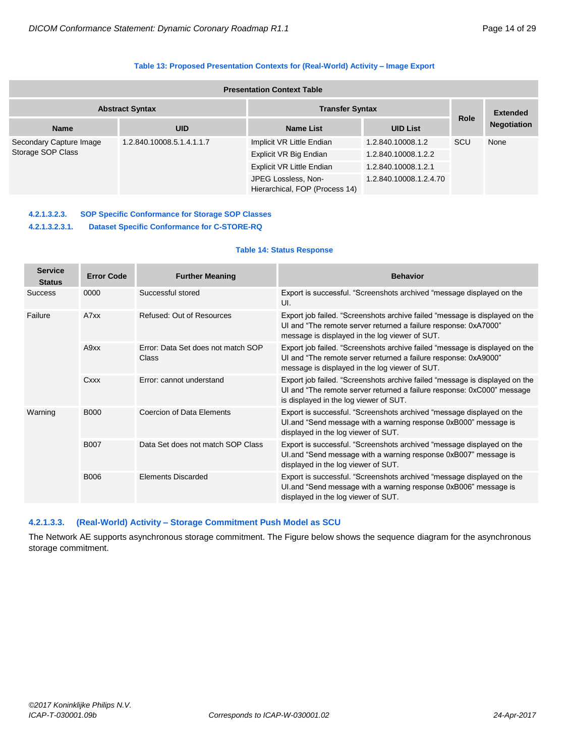**Table 13: Proposed Presentation Contexts for (Real-World) Activity – Image Export**

| Presentation Context Table | | | | | |
|---|---|---|---|---|---|
| Abstract Syntax | | Transfer Syntax | | Role | Extended Negotiation |
| Name | UID | Name List | UID List | | |
| Secondary Capture Image Storage SOP Class | 1.2.840.10008.5.1.4.1.1.7 | Implicit VR Little Endian | 1.2.840.10008.1.2 | SCU | None |
| | | Explicit VR Big Endian | 1.2.840.10008.1.2.2 | | |
| | | Explicit VR Little Endian | 1.2.840.10008.1.2.1 | | |
| | | JPEG Lossless, Non-Hierarchical, FOP (Process 14) | 1.2.840.10008.1.2.4.70 | | |

#### 4.2.1.3.2.3. SOP Specific Conformance for Storage SOP Classes

##### 4.2.1.3.2.3.1. Dataset Specific Conformance for C-STORE-RQ

**Table 14: Status Response**

| Service Status | Error Code | Further Meaning | Behavior |
|---|---|---|---|
| Success | 0000 | Successful stored | Export is successful. “Screenshots archived “message displayed on the UI. |
| Failure | A7xx | Refused: Out of Resources | Export job failed. “Screenshots archive failed “message is displayed on the UI and “The remote server returned a failure response: 0xA7000” message is displayed in the log viewer of SUT. |
| | A9xx | Error: Data Set does not match SOP Class | Export job failed. “Screenshots archive failed “message is displayed on the UI and “The remote server returned a failure response: 0xA9000” message is displayed in the log viewer of SUT. |
| | Cxxx | Error: cannot understand | Export job failed. “Screenshots archive failed “message is displayed on the UI and “The remote server returned a failure response: 0xC000” message is displayed in the log viewer of SUT. |
| Warning | B000 | Coercion of Data Elements | Export is successful. “Screenshots archived “message displayed on the UI.and “Send message with a warning response 0xB000” message is displayed in the log viewer of SUT. |
| | B007 | Data Set does not match SOP Class | Export is successful. “Screenshots archived “message displayed on the UI.and “Send message with a warning response 0xB007” message is displayed in the log viewer of SUT. |
| | B006 | Elements Discarded | Export is successful. “Screenshots archived “message displayed on the UI.and “Send message with a warning response 0xB006” message is displayed in the log viewer of SUT. |

### 4.2.1.3.3. (Real-World) Activity – Storage Commitment Push Model as SCU

The Network AE supports asynchronous storage commitment. The Figure below shows the sequence diagram for the asynchronous storage commitment.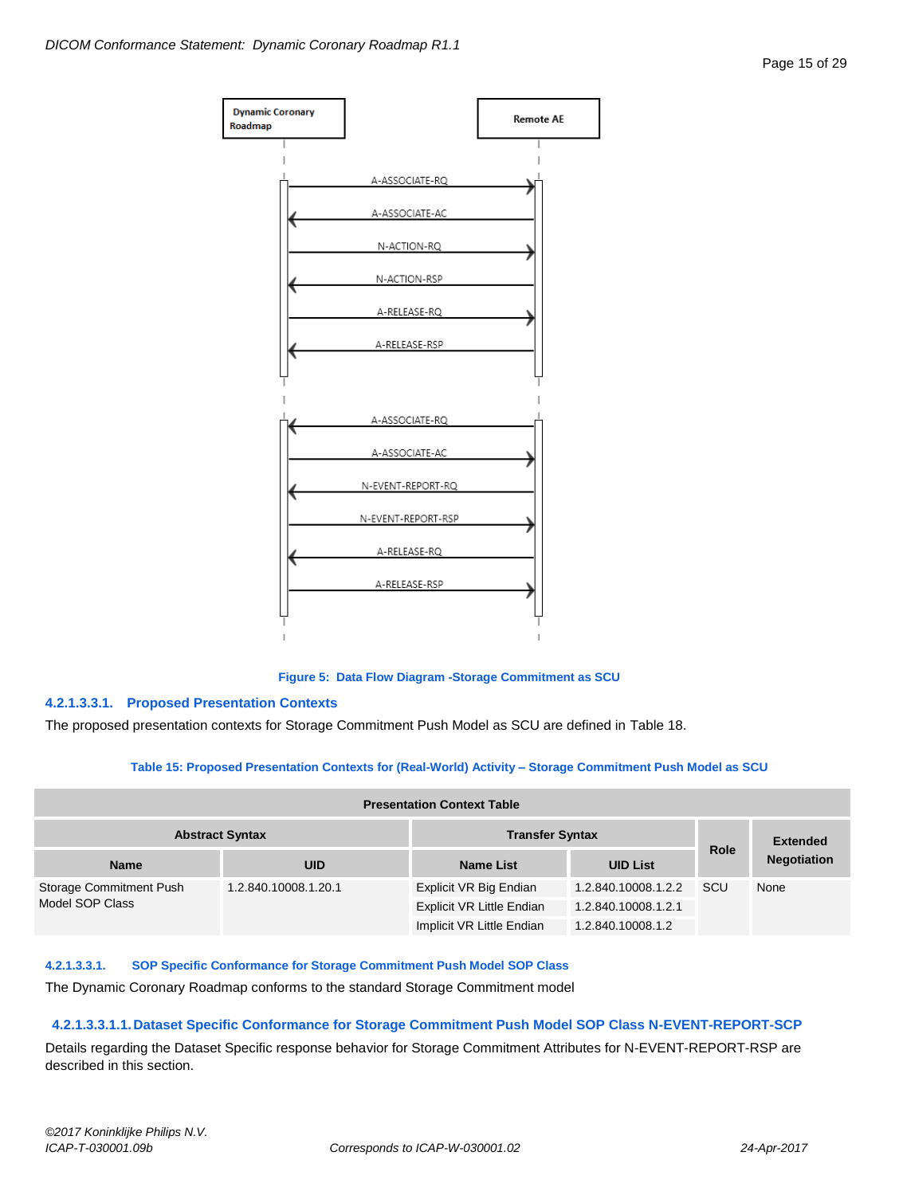Figure 5: Data Flow Diagram -Storage Commitment as SCU

##### 4.2.1.3.3.1. Proposed Presentation Contexts

The proposed presentation contexts for Storage Commitment Push Model as SCU are defined in Table 18.

**Table 15: Proposed Presentation Contexts for (Real-World) Activity – Storage Commitment Push Model as SCU**

| Presentation Context Table | | | | | |
|---|---|---|---|---|---|
| Abstract Syntax | | Transfer Syntax | | Role | Extended Negotiation |
| Name | UID | Name List | UID List | | |
| Storage Commitment Push Model SOP Class | 1.2.840.10008.1.20.1 | Explicit VR Big Endian | 1.2.840.10008.1.2.2 | SCU | None |
| | | Explicit VR Little Endian | 1.2.840.10008.1.2.1 | | |
| | | Implicit VR Little Endian | 1.2.840.10008.1.2 | | |

##### 4.2.1.3.3.1. SOP Specific Conformance for Storage Commitment Push Model SOP Class

The Dynamic Coronary Roadmap conforms to the standard Storage Commitment model

###### 4.2.1.3.3.1.1. Dataset Specific Conformance for Storage Commitment Push Model SOP Class N-EVENT-REPORT-SCP

Details regarding the Dataset Specific response behavior for Storage Commitment Attributes for N-EVENT-REPORT-RSP are described in this section.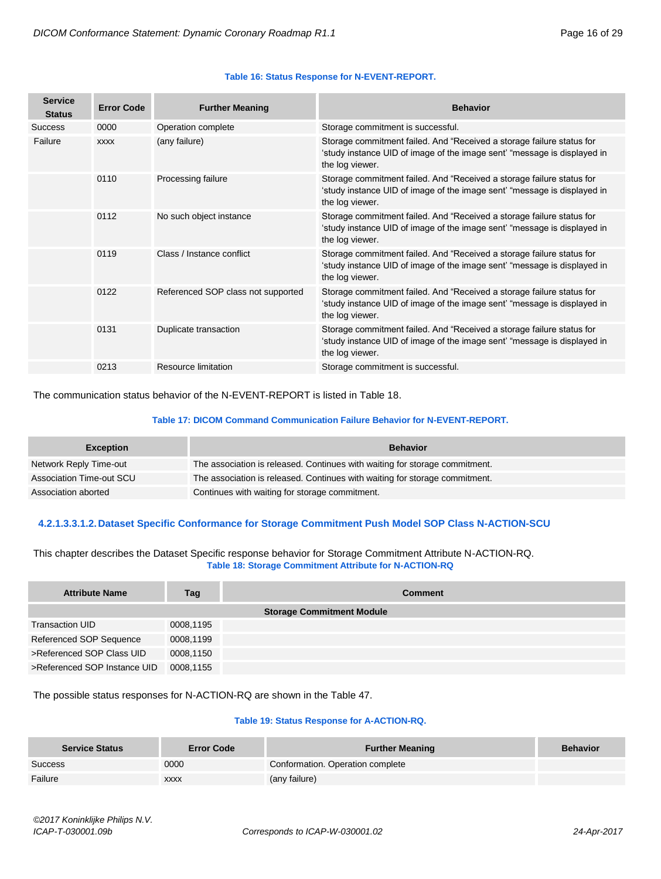**Table 16: Status Response for N-EVENT-REPORT.**

| Service Status | Error Code | Further Meaning | Behavior |
|---|---|---|---|
| Success | 0000 | Operation complete | Storage commitment is successful. |
| Failure | xxxx | (any failure) | Storage commitment failed. And “Received a storage failure status for ‘study instance UID of image of the image sent’ “message is displayed in the log viewer. |
| | 0110 | Processing failure | Storage commitment failed. And “Received a storage failure status for ‘study instance UID of image of the image sent’ “message is displayed in the log viewer. |
| | 0112 | No such object instance | Storage commitment failed. And “Received a storage failure status for ‘study instance UID of image of the image sent’ “message is displayed in the log viewer. |
| | 0119 | Class / Instance conflict | Storage commitment failed. And “Received a storage failure status for ‘study instance UID of image of the image sent’ “message is displayed in the log viewer. |
| | 0122 | Referenced SOP class not supported | Storage commitment failed. And “Received a storage failure status for ‘study instance UID of image of the image sent’ “message is displayed in the log viewer. |
| | 0131 | Duplicate transaction | Storage commitment failed. And “Received a storage failure status for ‘study instance UID of image of the image sent’ “message is displayed in the log viewer. |
| | 0213 | Resource limitation | Storage commitment is successful. |

The communication status behavior of the N-EVENT-REPORT is listed in Table 18.

**Table 17: DICOM Command Communication Failure Behavior for N-EVENT-REPORT.**

| Exception | Behavior |
|---|---|
| Network Reply Time-out | The association is released. Continues with waiting for storage commitment. |
| Association Time-out SCU | The association is released. Continues with waiting for storage commitment. |
| Association aborted | Continues with waiting for storage commitment. |

#### 4.2.1.3.3.1.2. Dataset Specific Conformance for Storage Commitment Push Model SOP Class N-ACTION-SCU

This chapter describes the Dataset Specific response behavior for Storage Commitment Attribute N-ACTION-RQ.

**Table 18: Storage Commitment Attribute for N-ACTION-RQ**

| Attribute Name | Tag | Comment |
|---|---|---|
| **Storage Commitment Module** | | |
| Transaction UID | 0008,1195 | |
| Referenced SOP Sequence | 0008,1199 | |
| >Referenced SOP Class UID | 0008,1150 | |
| >Referenced SOP Instance UID | 0008,1155 | |

The possible status responses for N-ACTION-RQ are shown in the Table 47.

**Table 19: Status Response for A-ACTION-RQ.**

| Service Status | Error Code | Further Meaning | Behavior |
|---|---|---|---|
| Success | 0000 | Conformation. Operation complete | |
| Failure | xxxx | (any failure) | |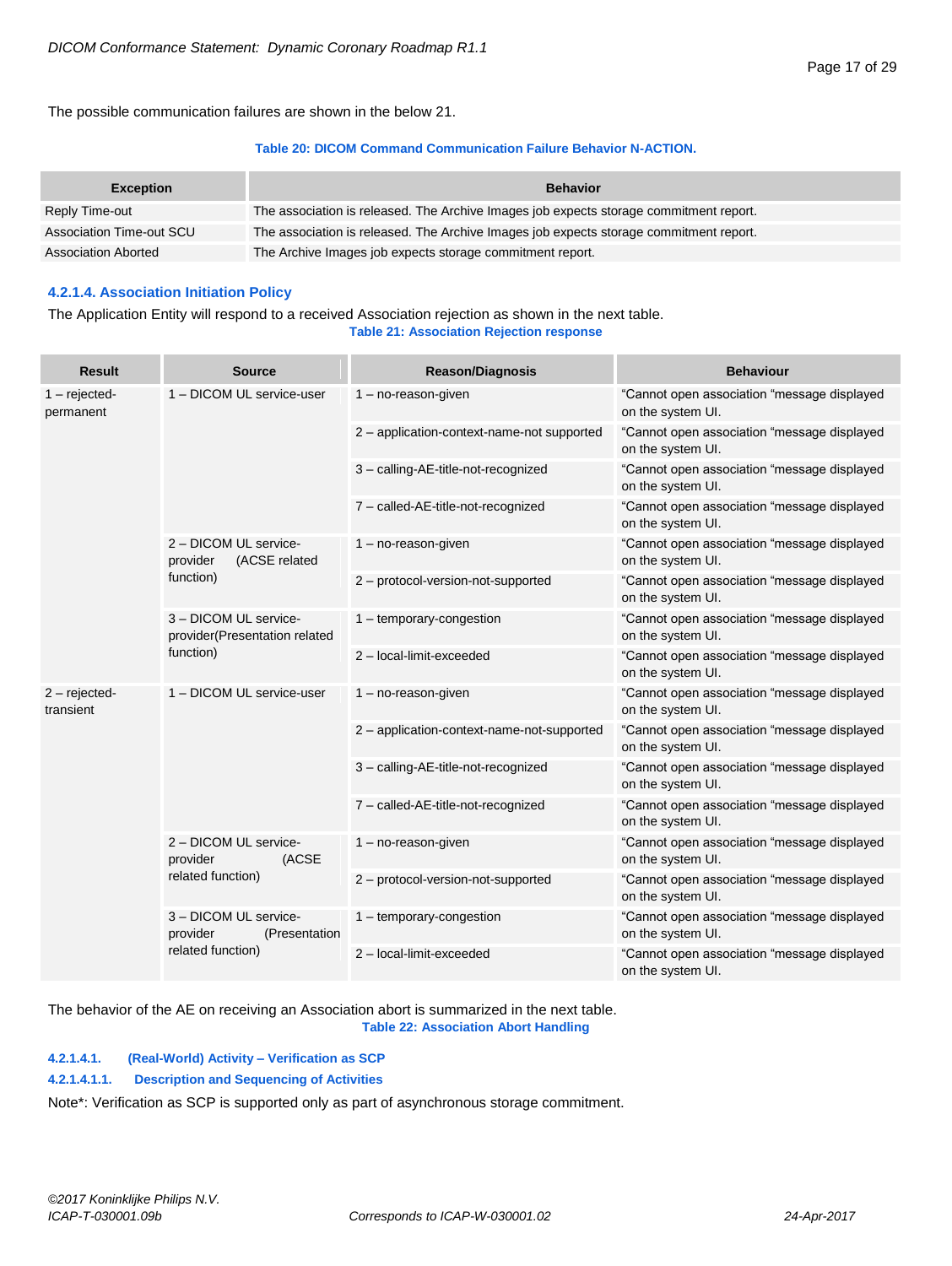The possible communication failures are shown in the below 21.

**Table 20: DICOM Command Communication Failure Behavior N-ACTION.**

| Exception | Behavior |
|---|---|
| Reply Time-out | The association is released. The Archive Images job expects storage commitment report. |
| Association Time-out SCU | The association is released. The Archive Images job expects storage commitment report. |
| Association Aborted | The Archive Images job expects storage commitment report. |

### 4.2.1.4. Association Initiation Policy

The Application Entity will respond to a received Association rejection as shown in the next table.

**Table 21: Association Rejection response**

| Result | Source | Reason/Diagnosis | Behaviour |
|---|---|---|---|
| 1 – rejected-permanent | 1 – DICOM UL service-user | 1 – no-reason-given | "Cannot open association "message displayed on the system UI. |
| | | 2 – application-context-name-not supported | "Cannot open association "message displayed on the system UI. |
| | | 3 – calling-AE-title-not-recognized | "Cannot open association "message displayed on the system UI. |
| | | 7 – called-AE-title-not-recognized | "Cannot open association "message displayed on the system UI. |
| | 2 – DICOM UL service-provider (ACSE related function) | 1 – no-reason-given | "Cannot open association "message displayed on the system UI. |
| | | 2 – protocol-version-not-supported | "Cannot open association "message displayed on the system UI. |
| | 3 – DICOM UL service-provider(Presentation related function) | 1 – temporary-congestion | "Cannot open association "message displayed on the system UI. |
| | | 2 – local-limit-exceeded | "Cannot open association "message displayed on the system UI. |
| 2 – rejected-transient | 1 – DICOM UL service-user | 1 – no-reason-given | "Cannot open association "message displayed on the system UI. |
| | | 2 – application-context-name-not-supported | "Cannot open association "message displayed on the system UI. |
| | | 3 – calling-AE-title-not-recognized | "Cannot open association "message displayed on the system UI. |
| | | 7 – called-AE-title-not-recognized | "Cannot open association "message displayed on the system UI. |
| | 2 – DICOM UL service-provider (ACSE related function) | 1 – no-reason-given | "Cannot open association "message displayed on the system UI. |
| | | 2 – protocol-version-not-supported | "Cannot open association "message displayed on the system UI. |
| | 3 – DICOM UL service-provider (Presentation related function) | 1 – temporary-congestion | "Cannot open association "message displayed on the system UI. |
| | | 2 – local-limit-exceeded | "Cannot open association "message displayed on the system UI. |

The behavior of the AE on receiving an Association abort is summarized in the next table.

**Table 22: Association Abort Handling**

#### 4.2.1.4.1. (Real-World) Activity – Verification as SCP

##### 4.2.1.4.1.1. Description and Sequencing of Activities

Note*: Verification as SCP is supported only as part of asynchronous storage commitment.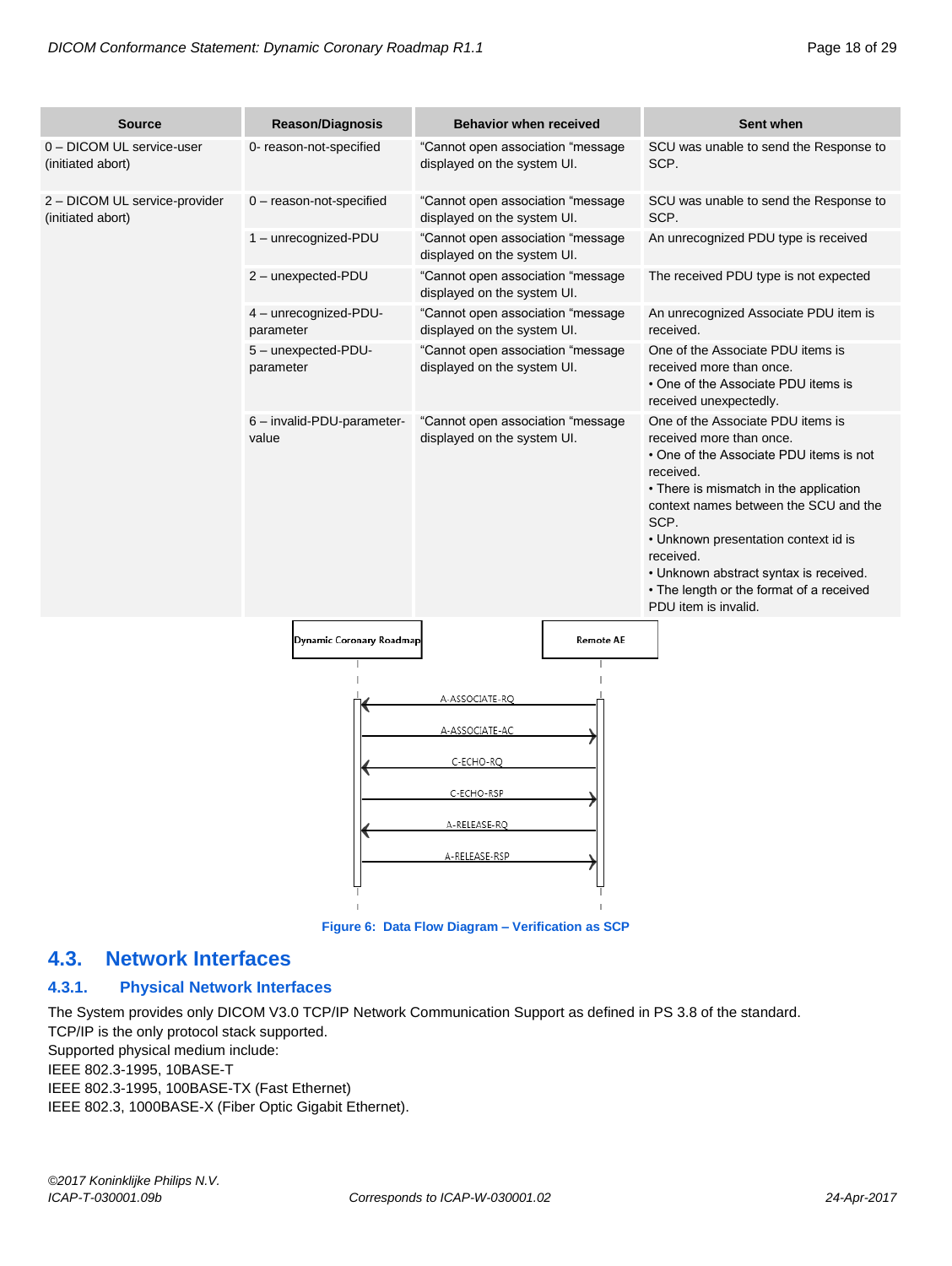| Source | Reason/Diagnosis | Behavior when received | Sent when |
|---|---|---|---|
| 0 – DICOM UL service-user (initiated abort) | 0- reason-not-specified | "Cannot open association "message displayed on the system UI. | SCU was unable to send the Response to SCP. |
| 2 – DICOM UL service-provider (initiated abort) | 0 – reason-not-specified | "Cannot open association "message displayed on the system UI. | SCU was unable to send the Response to SCP. |
| | 1 – unrecognized-PDU | "Cannot open association "message displayed on the system UI. | An unrecognized PDU type is received |
| | 2 – unexpected-PDU | "Cannot open association "message displayed on the system UI. | The received PDU type is not expected |
| | 4 – unrecognized-PDU-parameter | "Cannot open association "message displayed on the system UI. | An unrecognized Associate PDU item is received. |
| | 5 – unexpected-PDU-parameter | "Cannot open association "message displayed on the system UI. | One of the Associate PDU items is received more than once. • One of the Associate PDU items is received unexpectedly. |
| | 6 – invalid-PDU-parameter-value | "Cannot open association "message displayed on the system UI. | One of the Associate PDU items is received more than once. • One of the Associate PDU items is not received. • There is mismatch in the application context names between the SCU and the SCP. • Unknown presentation context id is received. • Unknown abstract syntax is received. • The length or the format of a received PDU item is invalid. |

Dynamic Coronary Roadmap | Remote AE

A-ASSOCIATE-RQ
A-ASSOCIATE-AC
C-ECHO-RQ
C-ECHO-RSP
A-RELEASE-RQ
A-RELEASE-RSP

**Figure 6: Data Flow Diagram – Verification as SCP**

## 4.3. Network Interfaces

### 4.3.1. Physical Network Interfaces

The System provides only DICOM V3.0 TCP/IP Network Communication Support as defined in PS 3.8 of the standard.
TCP/IP is the only protocol stack supported.
Supported physical medium include:
IEEE 802.3-1995, 10BASE-T
IEEE 802.3-1995, 100BASE-TX (Fast Ethernet)
IEEE 802.3, 1000BASE-X (Fiber Optic Gigabit Ethernet).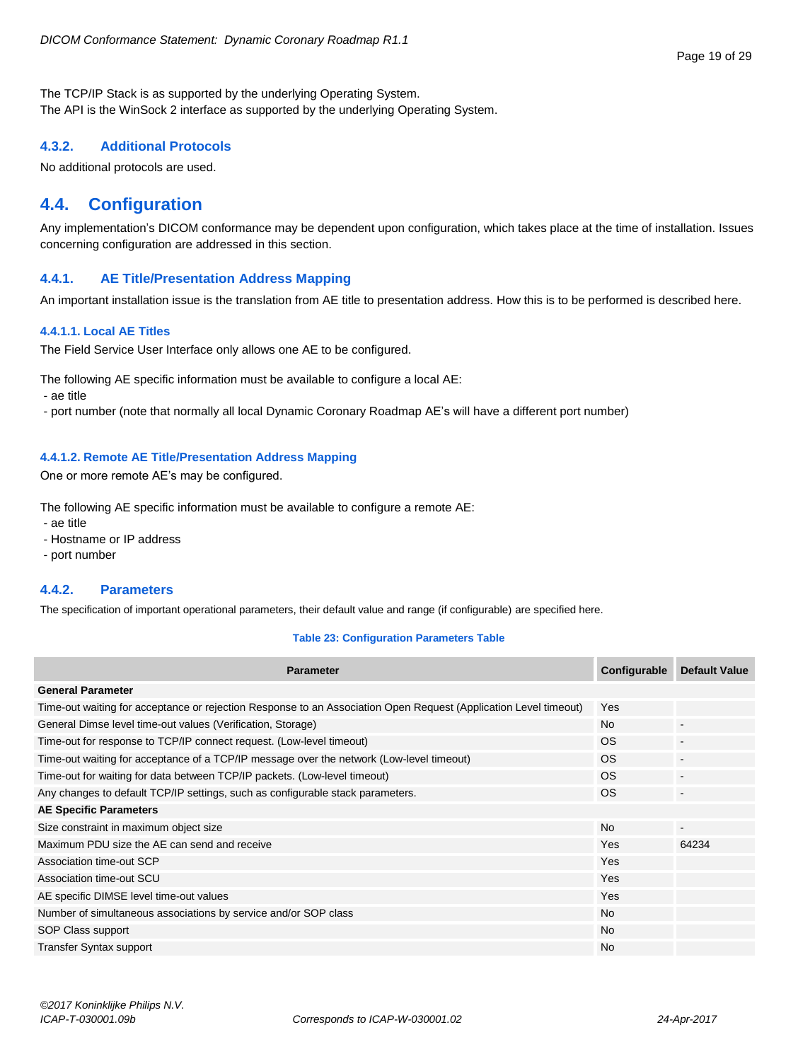The TCP/IP Stack is as supported by the underlying Operating System.
The API is the WinSock 2 interface as supported by the underlying Operating System.

### 4.3.2. Additional Protocols

No additional protocols are used.

## 4.4. Configuration

Any implementation's DICOM conformance may be dependent upon configuration, which takes place at the time of installation. Issues concerning configuration are addressed in this section.

### 4.4.1. AE Title/Presentation Address Mapping

An important installation issue is the translation from AE title to presentation address. How this is to be performed is described here.

#### 4.4.1.1. Local AE Titles

The Field Service User Interface only allows one AE to be configured.

The following AE specific information must be available to configure a local AE:
- ae title
- port number (note that normally all local Dynamic Coronary Roadmap AE's will have a different port number)

#### 4.4.1.2. Remote AE Title/Presentation Address Mapping

One or more remote AE's may be configured.

The following AE specific information must be available to configure a remote AE:
- ae title
- Hostname or IP address
- port number

### 4.4.2. Parameters

The specification of important operational parameters, their default value and range (if configurable) are specified here.

**Table 23: Configuration Parameters Table**

| Parameter | Configurable | Default Value |
|---|---|---|
| **General Parameter** | | |
| Time-out waiting for acceptance or rejection Response to an Association Open Request (Application Level timeout) | Yes | |
| General Dimse level time-out values (Verification, Storage) | No | - |
| Time-out for response to TCP/IP connect request. (Low-level timeout) | OS | - |
| Time-out waiting for acceptance of a TCP/IP message over the network (Low-level timeout) | OS | - |
| Time-out for waiting for data between TCP/IP packets. (Low-level timeout) | OS | - |
| Any changes to default TCP/IP settings, such as configurable stack parameters. | OS | - |
| **AE Specific Parameters** | | |
| Size constraint in maximum object size | No | - |
| Maximum PDU size the AE can send and receive | Yes | 64234 |
| Association time-out SCP | Yes | |
| Association time-out SCU | Yes | |
| AE specific DIMSE level time-out values | Yes | |
| Number of simultaneous associations by service and/or SOP class | No | |
| SOP Class support | No | |
| Transfer Syntax support | No | |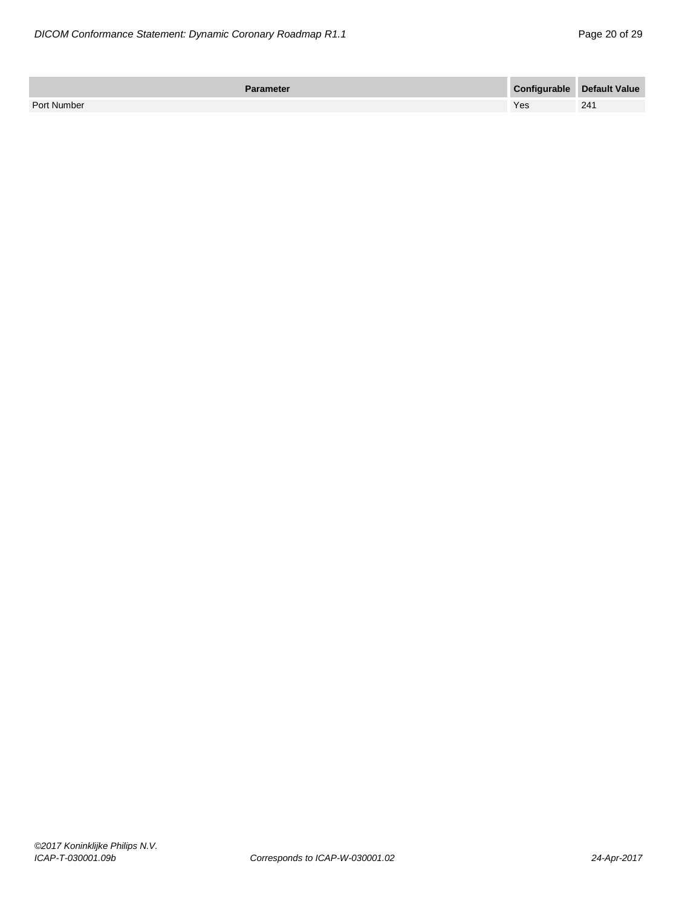| Parameter | Configurable | Default Value |
| --- | --- | --- |
| Port Number | Yes | 241 |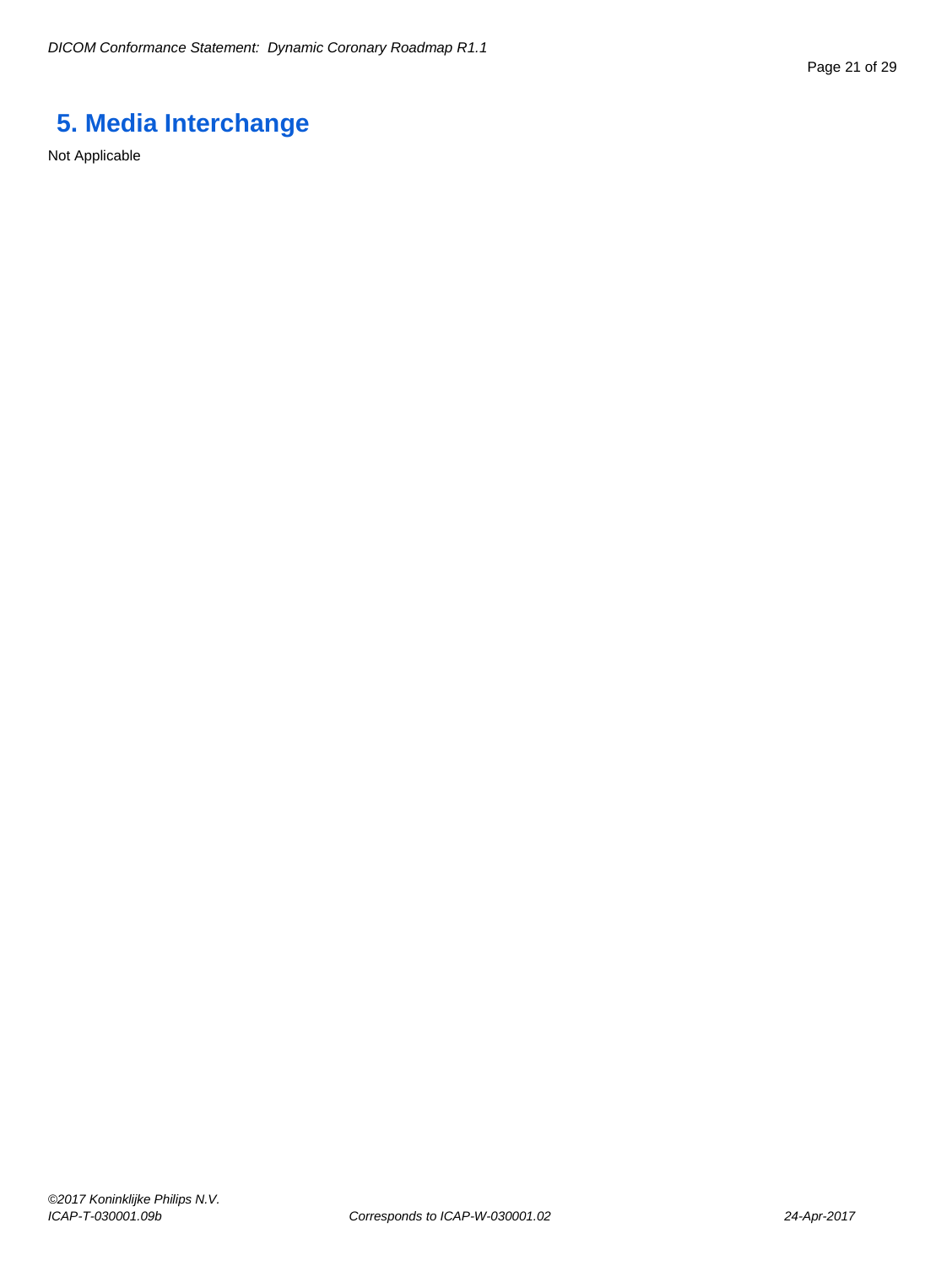# 5. Media Interchange

Not Applicable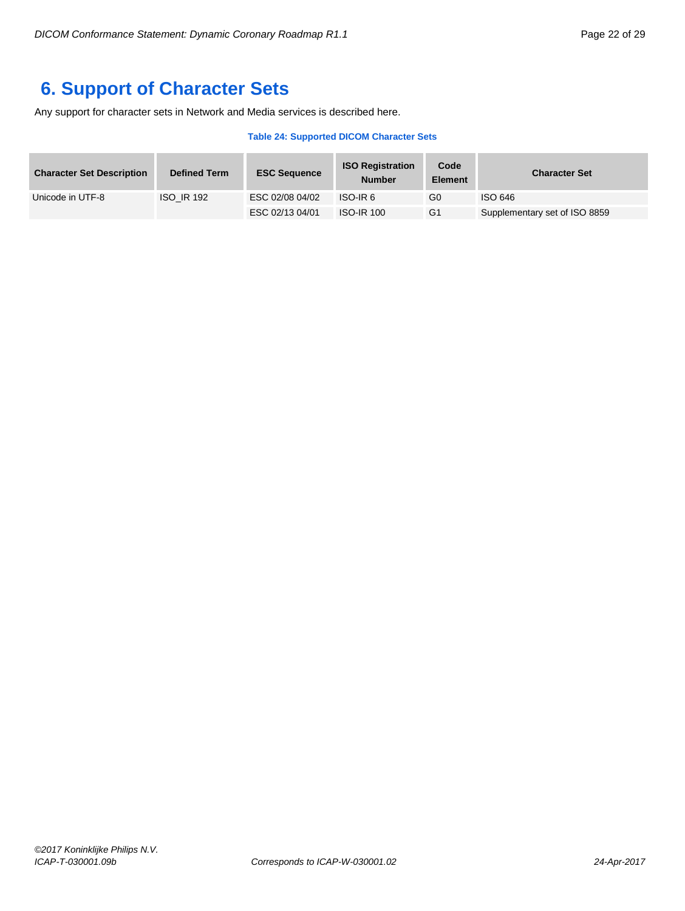# 6. Support of Character Sets

Any support for character sets in Network and Media services is described here.

**Table 24: Supported DICOM Character Sets**

| Character Set Description | Defined Term | ESC Sequence | ISO Registration Number | Code Element | Character Set |
|---|---|---|---|---|---|
| Unicode in UTF-8 | ISO_IR 192 | ESC 02/08 04/02 | ISO-IR 6 | G0 | ISO 646 |
| | | ESC 02/13 04/01 | ISO-IR 100 | G1 | Supplementary set of ISO 8859 |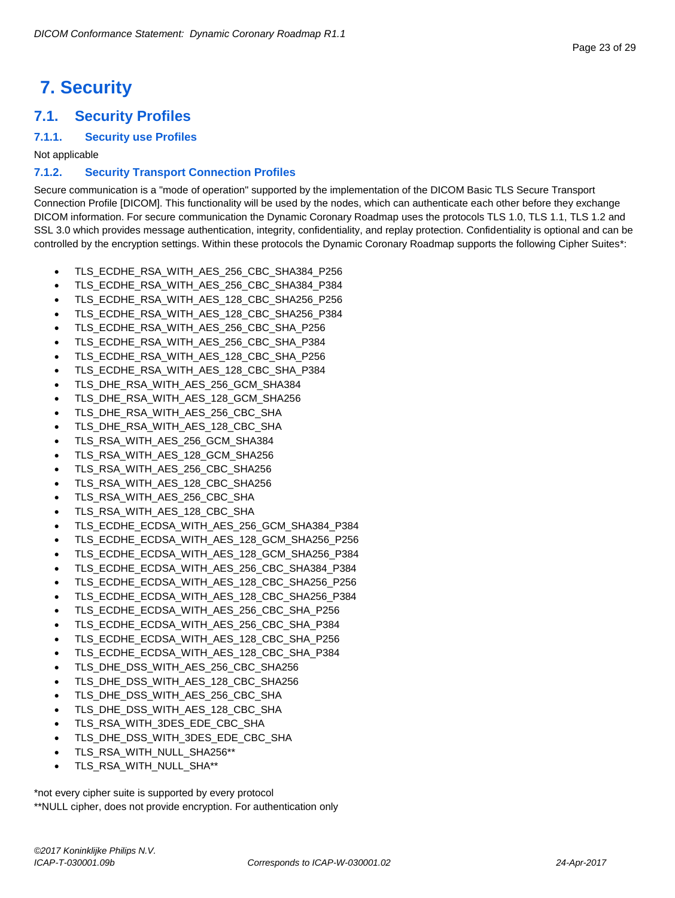# 7. Security

## 7.1. Security Profiles

### 7.1.1. Security use Profiles

Not applicable

### 7.1.2. Security Transport Connection Profiles

Secure communication is a "mode of operation" supported by the implementation of the DICOM Basic TLS Secure Transport Connection Profile [DICOM]. This functionality will be used by the nodes, which can authenticate each other before they exchange DICOM information. For secure communication the Dynamic Coronary Roadmap uses the protocols TLS 1.0, TLS 1.1, TLS 1.2 and SSL 3.0 which provides message authentication, integrity, confidentiality, and replay protection. Confidentiality is optional and can be controlled by the encryption settings. Within these protocols the Dynamic Coronary Roadmap supports the following Cipher Suites*:

- TLS_ECDHE_RSA_WITH_AES_256_CBC_SHA384_P256
- TLS_ECDHE_RSA_WITH_AES_256_CBC_SHA384_P384
- TLS_ECDHE_RSA_WITH_AES_128_CBC_SHA256_P256
- TLS_ECDHE_RSA_WITH_AES_128_CBC_SHA256_P384
- TLS_ECDHE_RSA_WITH_AES_256_CBC_SHA_P256
- TLS_ECDHE_RSA_WITH_AES_256_CBC_SHA_P384
- TLS_ECDHE_RSA_WITH_AES_128_CBC_SHA_P256
- TLS_ECDHE_RSA_WITH_AES_128_CBC_SHA_P384
- TLS_DHE_RSA_WITH_AES_256_GCM_SHA384
- TLS_DHE_RSA_WITH_AES_128_GCM_SHA256
- TLS_DHE_RSA_WITH_AES_256_CBC_SHA
- TLS_DHE_RSA_WITH_AES_128_CBC_SHA
- TLS_RSA_WITH_AES_256_GCM_SHA384
- TLS_RSA_WITH_AES_128_GCM_SHA256
- TLS_RSA_WITH_AES_256_CBC_SHA256
- TLS_RSA_WITH_AES_128_CBC_SHA256
- TLS_RSA_WITH_AES_256_CBC_SHA
- TLS_RSA_WITH_AES_128_CBC_SHA
- TLS_ECDHE_ECDSA_WITH_AES_256_GCM_SHA384_P384
- TLS_ECDHE_ECDSA_WITH_AES_128_GCM_SHA256_P256
- TLS_ECDHE_ECDSA_WITH_AES_128_GCM_SHA256_P384
- TLS_ECDHE_ECDSA_WITH_AES_256_CBC_SHA384_P384
- TLS_ECDHE_ECDSA_WITH_AES_128_CBC_SHA256_P256
- TLS_ECDHE_ECDSA_WITH_AES_128_CBC_SHA256_P384
- TLS_ECDHE_ECDSA_WITH_AES_256_CBC_SHA_P256
- TLS_ECDHE_ECDSA_WITH_AES_256_CBC_SHA_P384
- TLS_ECDHE_ECDSA_WITH_AES_128_CBC_SHA_P256
- TLS_ECDHE_ECDSA_WITH_AES_128_CBC_SHA_P384
- TLS_DHE_DSS_WITH_AES_256_CBC_SHA256
- TLS_DHE_DSS_WITH_AES_128_CBC_SHA256
- TLS_DHE_DSS_WITH_AES_256_CBC_SHA
- TLS_DHE_DSS_WITH_AES_128_CBC_SHA
- TLS_RSA_WITH_3DES_EDE_CBC_SHA
- TLS_DHE_DSS_WITH_3DES_EDE_CBC_SHA
- TLS_RSA_WITH_NULL_SHA256**
- TLS_RSA_WITH_NULL_SHA**

*not every cipher suite is supported by every protocol
**NULL cipher, does not provide encryption. For authentication only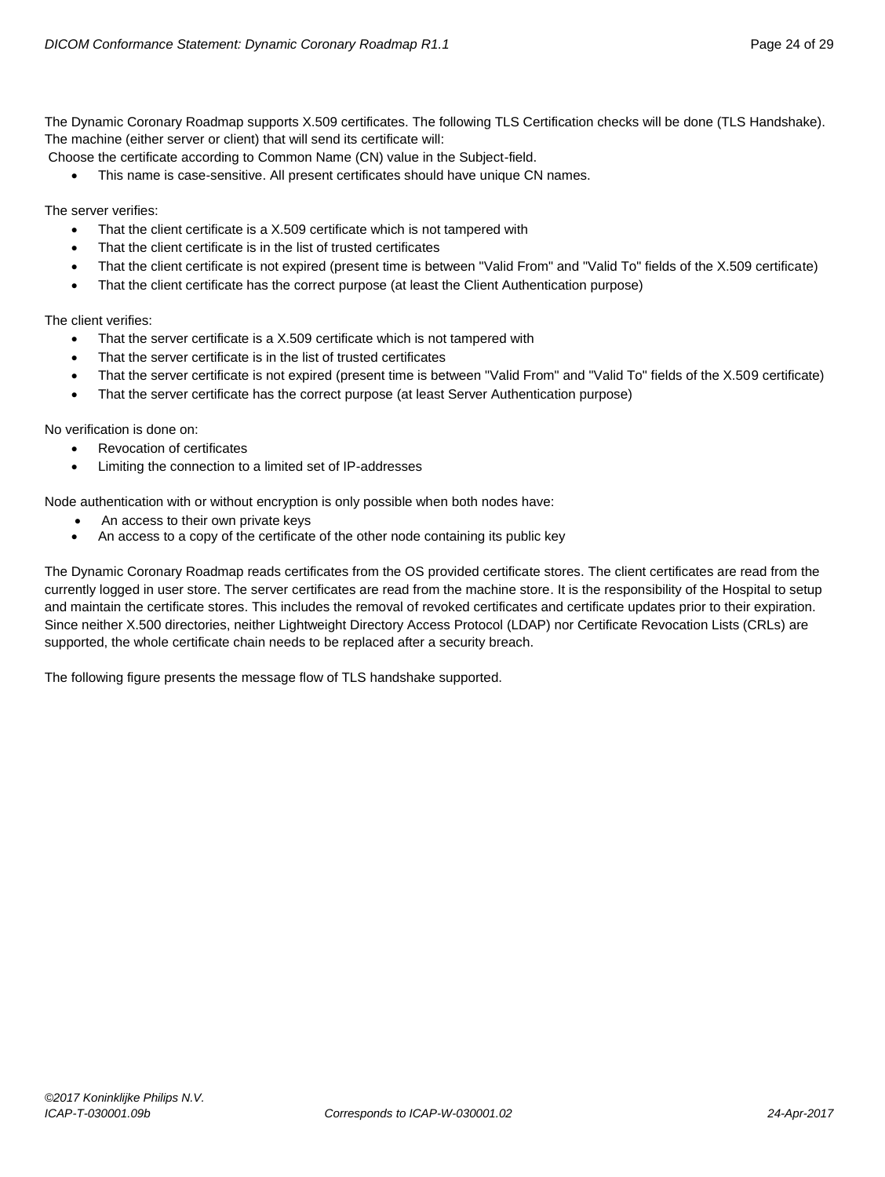The Dynamic Coronary Roadmap supports X.509 certificates. The following TLS Certification checks will be done (TLS Handshake). The machine (either server or client) that will send its certificate will:
Choose the certificate according to Common Name (CN) value in the Subject-field.

- This name is case-sensitive. All present certificates should have unique CN names.

The server verifies:

- That the client certificate is a X.509 certificate which is not tampered with
- That the client certificate is in the list of trusted certificates
- That the client certificate is not expired (present time is between "Valid From" and "Valid To" fields of the X.509 certificate)
- That the client certificate has the correct purpose (at least the Client Authentication purpose)

The client verifies:

- That the server certificate is a X.509 certificate which is not tampered with
- That the server certificate is in the list of trusted certificates
- That the server certificate is not expired (present time is between "Valid From" and "Valid To" fields of the X.509 certificate)
- That the server certificate has the correct purpose (at least Server Authentication purpose)

No verification is done on:

- Revocation of certificates
- Limiting the connection to a limited set of IP-addresses

Node authentication with or without encryption is only possible when both nodes have:

- An access to their own private keys
- An access to a copy of the certificate of the other node containing its public key

The Dynamic Coronary Roadmap reads certificates from the OS provided certificate stores. The client certificates are read from the currently logged in user store. The server certificates are read from the machine store. It is the responsibility of the Hospital to setup and maintain the certificate stores. This includes the removal of revoked certificates and certificate updates prior to their expiration. Since neither X.500 directories, neither Lightweight Directory Access Protocol (LDAP) nor Certificate Revocation Lists (CRLs) are supported, the whole certificate chain needs to be replaced after a security breach.

The following figure presents the message flow of TLS handshake supported.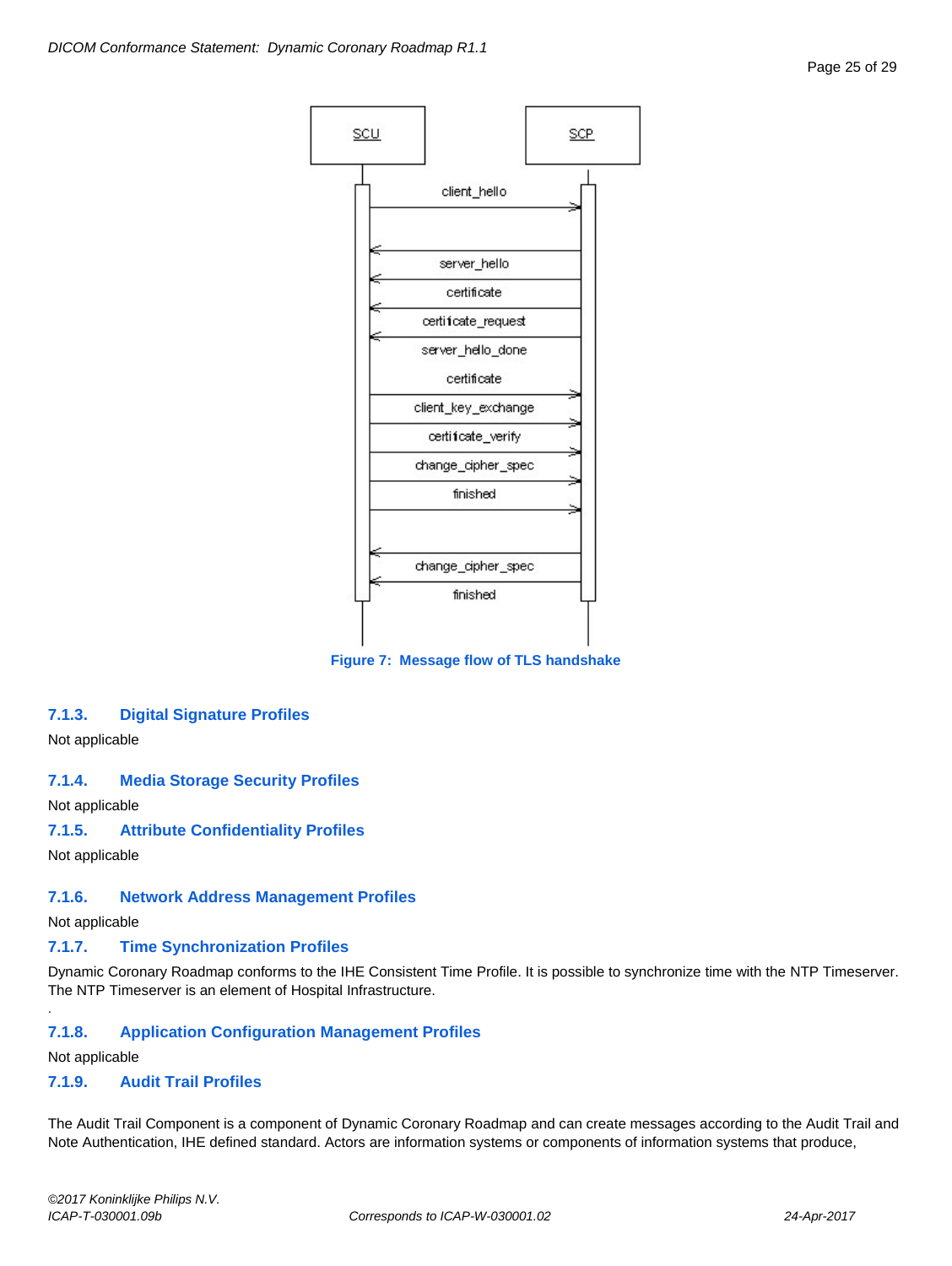SCU

SCP

client_hello

server_hello

certificate

certificate_request

server_hello_done

certificate

client_key_exchange

certificate_verify

change_cipher_spec

finished

change_cipher_spec

finished

**Figure 7: Message flow of TLS handshake**

### 7.1.3. Digital Signature Profiles

Not applicable

### 7.1.4. Media Storage Security Profiles

Not applicable

### 7.1.5. Attribute Confidentiality Profiles

Not applicable

### 7.1.6. Network Address Management Profiles

Not applicable

### 7.1.7. Time Synchronization Profiles

Dynamic Coronary Roadmap conforms to the IHE Consistent Time Profile. It is possible to synchronize time with the NTP Timeserver. The NTP Timeserver is an element of Hospital Infrastructure.

.

### 7.1.8. Application Configuration Management Profiles

Not applicable

### 7.1.9. Audit Trail Profiles

The Audit Trail Component is a component of Dynamic Coronary Roadmap and can create messages according to the Audit Trail and Note Authentication, IHE defined standard. Actors are information systems or components of information systems that produce,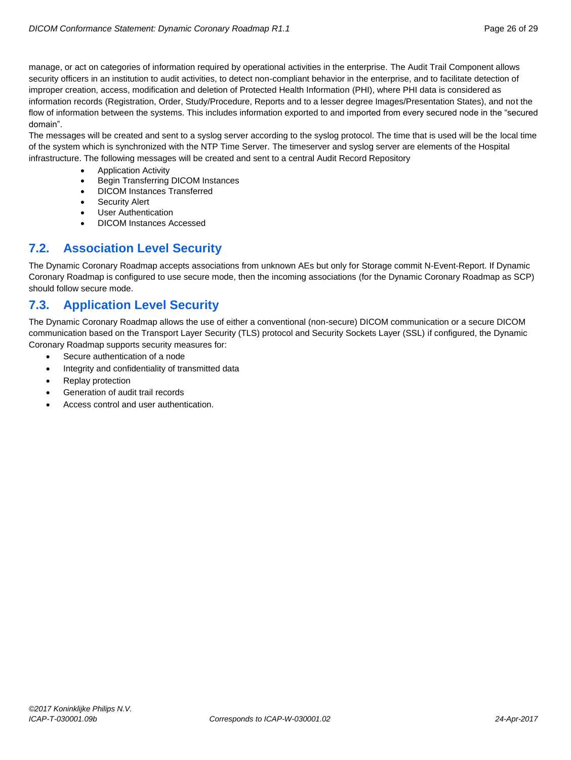manage, or act on categories of information required by operational activities in the enterprise. The Audit Trail Component allows security officers in an institution to audit activities, to detect non-compliant behavior in the enterprise, and to facilitate detection of improper creation, access, modification and deletion of Protected Health Information (PHI), where PHI data is considered as information records (Registration, Order, Study/Procedure, Reports and to a lesser degree Images/Presentation States), and not the flow of information between the systems. This includes information exported to and imported from every secured node in the "secured domain".

The messages will be created and sent to a syslog server according to the syslog protocol. The time that is used will be the local time of the system which is synchronized with the NTP Time Server. The timeserver and syslog server are elements of the Hospital infrastructure. The following messages will be created and sent to a central Audit Record Repository

- Application Activity
- Begin Transferring DICOM Instances
- DICOM Instances Transferred
- Security Alert
- User Authentication
- DICOM Instances Accessed

## 7.2. Association Level Security

The Dynamic Coronary Roadmap accepts associations from unknown AEs but only for Storage commit N-Event-Report. If Dynamic Coronary Roadmap is configured to use secure mode, then the incoming associations (for the Dynamic Coronary Roadmap as SCP) should follow secure mode.

## 7.3. Application Level Security

The Dynamic Coronary Roadmap allows the use of either a conventional (non-secure) DICOM communication or a secure DICOM communication based on the Transport Layer Security (TLS) protocol and Security Sockets Layer (SSL) if configured, the Dynamic Coronary Roadmap supports security measures for:

- Secure authentication of a node
- Integrity and confidentiality of transmitted data
- Replay protection
- Generation of audit trail records
- Access control and user authentication.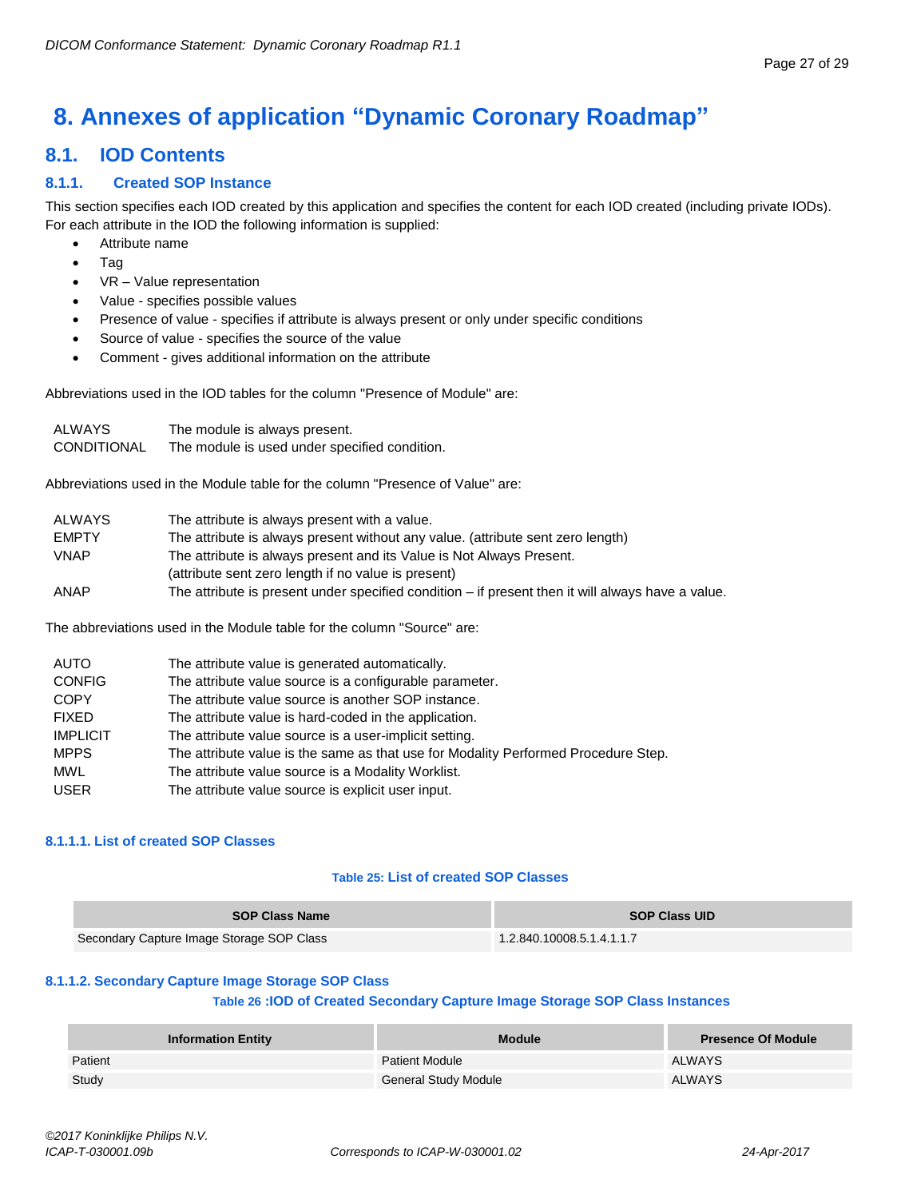# 8. Annexes of application “Dynamic Coronary Roadmap”

## 8.1. IOD Contents

### 8.1.1. Created SOP Instance

This section specifies each IOD created by this application and specifies the content for each IOD created (including private IODs). For each attribute in the IOD the following information is supplied:

- Attribute name
- Tag
- VR – Value representation
- Value - specifies possible values
- Presence of value - specifies if attribute is always present or only under specific conditions
- Source of value - specifies the source of the value
- Comment - gives additional information on the attribute

Abbreviations used in the IOD tables for the column "Presence of Module" are:

| | |
|---|---|
| ALWAYS | The module is always present. |
| CONDITIONAL | The module is used under specified condition. |

Abbreviations used in the Module table for the column "Presence of Value" are:

| | |
|---|---|
| ALWAYS | The attribute is always present with a value. |
| EMPTY | The attribute is always present without any value. (attribute sent zero length) |
| VNAP | The attribute is always present and its Value is Not Always Present. (attribute sent zero length if no value is present) |
| ANAP | The attribute is present under specified condition – if present then it will always have a value. |

The abbreviations used in the Module table for the column "Source" are:

| | |
|---|---|
| AUTO | The attribute value is generated automatically. |
| CONFIG | The attribute value source is a configurable parameter. |
| COPY | The attribute value source is another SOP instance. |
| FIXED | The attribute value is hard-coded in the application. |
| IMPLICIT | The attribute value source is a user-implicit setting. |
| MPPS | The attribute value is the same as that use for Modality Performed Procedure Step. |
| MWL | The attribute value source is a Modality Worklist. |
| USER | The attribute value source is explicit user input. |

#### 8.1.1.1. List of created SOP Classes

**Table 25: List of created SOP Classes**

| SOP Class Name | SOP Class UID |
|---|---|
| Secondary Capture Image Storage SOP Class | 1.2.840.10008.5.1.4.1.1.7 |

#### 8.1.1.2. Secondary Capture Image Storage SOP Class

**Table 26 :IOD of Created Secondary Capture Image Storage SOP Class Instances**

| Information Entity | Module | Presence Of Module |
|---|---|---|
| Patient | Patient Module | ALWAYS |
| Study | General Study Module | ALWAYS |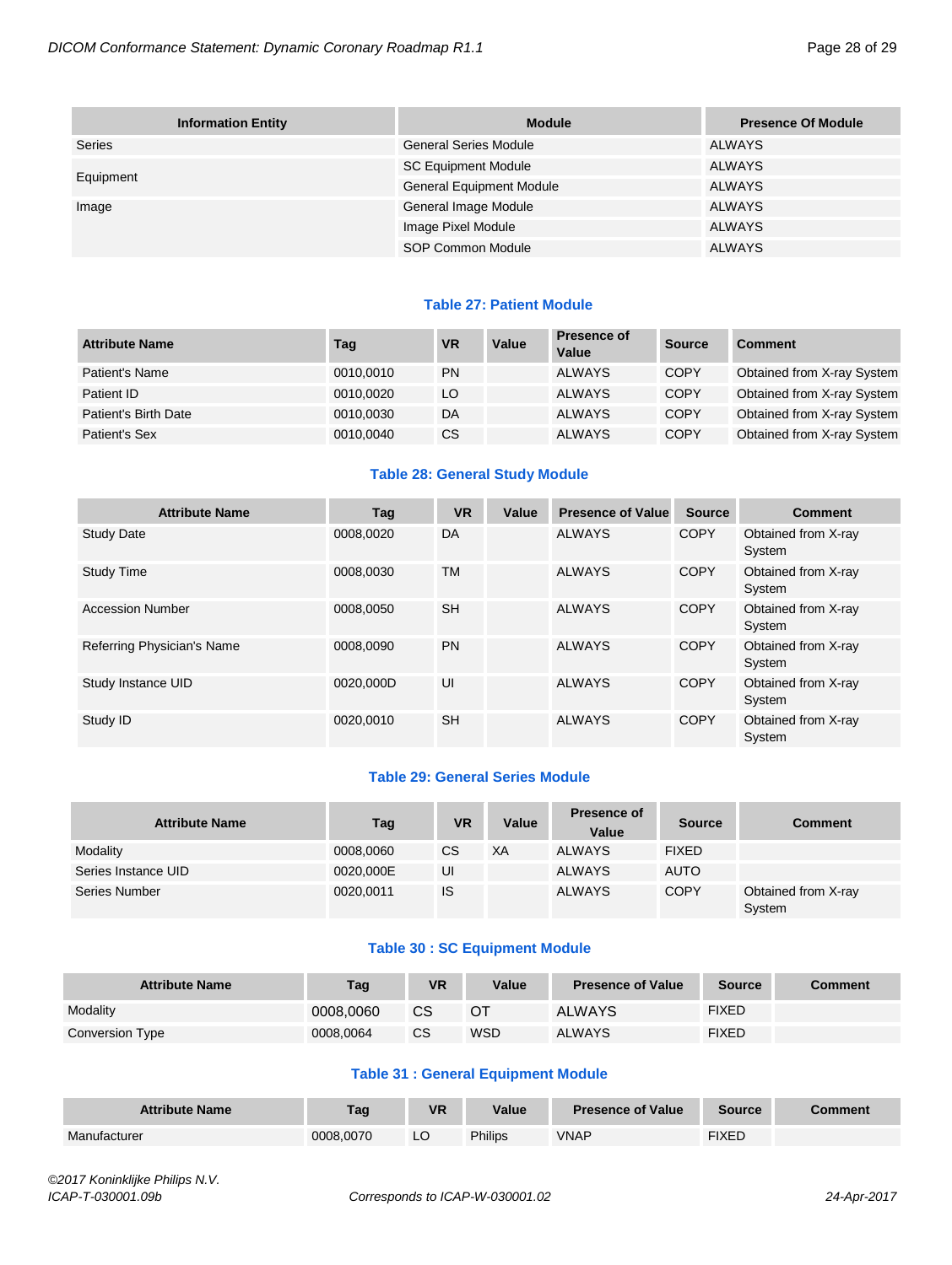| Information Entity | Module | Presence Of Module |
|---|---|---|
| Series | General Series Module | ALWAYS |
| Equipment | SC Equipment Module | ALWAYS |
| | General Equipment Module | ALWAYS |
| Image | General Image Module | ALWAYS |
| | Image Pixel Module | ALWAYS |
| | SOP Common Module | ALWAYS |

**Table 27: Patient Module**

| Attribute Name | Tag | VR | Value | Presence of Value | Source | Comment |
|---|---|---|---|---|---|---|
| Patient's Name | 0010,0010 | PN | | ALWAYS | COPY | Obtained from X-ray System |
| Patient ID | 0010,0020 | LO | | ALWAYS | COPY | Obtained from X-ray System |
| Patient's Birth Date | 0010,0030 | DA | | ALWAYS | COPY | Obtained from X-ray System |
| Patient's Sex | 0010,0040 | CS | | ALWAYS | COPY | Obtained from X-ray System |

**Table 28: General Study Module**

| Attribute Name | Tag | VR | Value | Presence of Value | Source | Comment |
|---|---|---|---|---|---|---|
| Study Date | 0008,0020 | DA | | ALWAYS | COPY | Obtained from X-ray System |
| Study Time | 0008,0030 | TM | | ALWAYS | COPY | Obtained from X-ray System |
| Accession Number | 0008,0050 | SH | | ALWAYS | COPY | Obtained from X-ray System |
| Referring Physician's Name | 0008,0090 | PN | | ALWAYS | COPY | Obtained from X-ray System |
| Study Instance UID | 0020,000D | UI | | ALWAYS | COPY | Obtained from X-ray System |
| Study ID | 0020,0010 | SH | | ALWAYS | COPY | Obtained from X-ray System |

**Table 29: General Series Module**

| Attribute Name | Tag | VR | Value | Presence of Value | Source | Comment |
|---|---|---|---|---|---|---|
| Modality | 0008,0060 | CS | XA | ALWAYS | FIXED | |
| Series Instance UID | 0020,000E | UI | | ALWAYS | AUTO | |
| Series Number | 0020,0011 | IS | | ALWAYS | COPY | Obtained from X-ray System |

**Table 30 : SC Equipment Module**

| Attribute Name | Tag | VR | Value | Presence of Value | Source | Comment |
|---|---|---|---|---|---|---|
| Modality | 0008,0060 | CS | OT | ALWAYS | FIXED | |
| Conversion Type | 0008,0064 | CS | WSD | ALWAYS | FIXED | |

**Table 31 : General Equipment Module**

| Attribute Name | Tag | VR | Value | Presence of Value | Source | Comment |
|---|---|---|---|---|---|---|
| Manufacturer | 0008,0070 | LO | Philips | VNAP | FIXED | |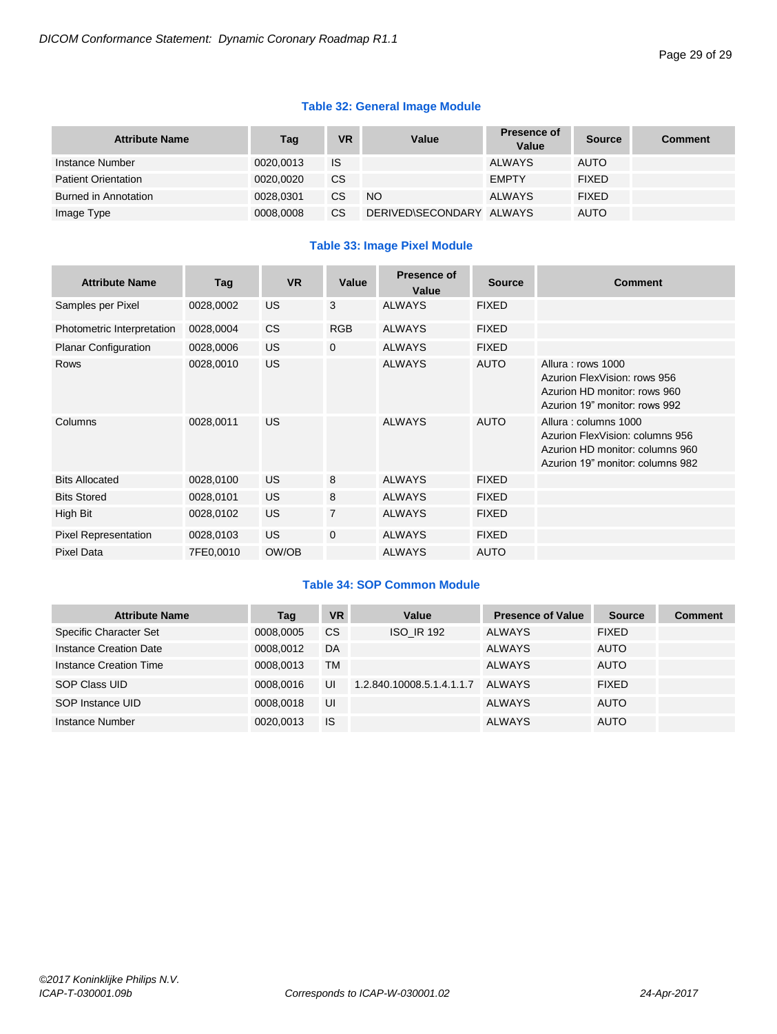**Table 32: General Image Module**

| Attribute Name | Tag | VR | Value | Presence of Value | Source | Comment |
|---|---|---|---|---|---|---|
| Instance Number | 0020,0013 | IS | | ALWAYS | AUTO | |
| Patient Orientation | 0020,0020 | CS | | EMPTY | FIXED | |
| Burned in Annotation | 0028,0301 | CS | NO | ALWAYS | FIXED | |
| Image Type | 0008,0008 | CS | DERIVED\SECONDARY | ALWAYS | AUTO | |

**Table 33: Image Pixel Module**

| Attribute Name | Tag | VR | Value | Presence of Value | Source | Comment |
|---|---|---|---|---|---|---|
| Samples per Pixel | 0028,0002 | US | 3 | ALWAYS | FIXED | |
| Photometric Interpretation | 0028,0004 | CS | RGB | ALWAYS | FIXED | |
| Planar Configuration | 0028,0006 | US | 0 | ALWAYS | FIXED | |
| Rows | 0028,0010 | US | | ALWAYS | AUTO | Allura : rows 1000<br>Azurion FlexVision: rows 956<br>Azurion HD monitor: rows 960<br>Azurion 19” monitor: rows 992 |
| Columns | 0028,0011 | US | | ALWAYS | AUTO | Allura : columns 1000<br>Azurion FlexVision: columns 956<br>Azurion HD monitor: columns 960<br>Azurion 19” monitor: columns 982 |
| Bits Allocated | 0028,0100 | US | 8 | ALWAYS | FIXED | |
| Bits Stored | 0028,0101 | US | 8 | ALWAYS | FIXED | |
| High Bit | 0028,0102 | US | 7 | ALWAYS | FIXED | |
| Pixel Representation | 0028,0103 | US | 0 | ALWAYS | FIXED | |
| Pixel Data | 7FE0,0010 | OW/OB | | ALWAYS | AUTO | |

**Table 34: SOP Common Module**

| Attribute Name | Tag | VR | Value | Presence of Value | Source | Comment |
|---|---|---|---|---|---|---|
| Specific Character Set | 0008,0005 | CS | ISO_IR 192 | ALWAYS | FIXED | |
| Instance Creation Date | 0008,0012 | DA | | ALWAYS | AUTO | |
| Instance Creation Time | 0008,0013 | TM | | ALWAYS | AUTO | |
| SOP Class UID | 0008,0016 | UI | 1.2.840.10008.5.1.4.1.1.7 | ALWAYS | FIXED | |
| SOP Instance UID | 0008,0018 | UI | | ALWAYS | AUTO | |
| Instance Number | 0020,0013 | IS | | ALWAYS | AUTO | |